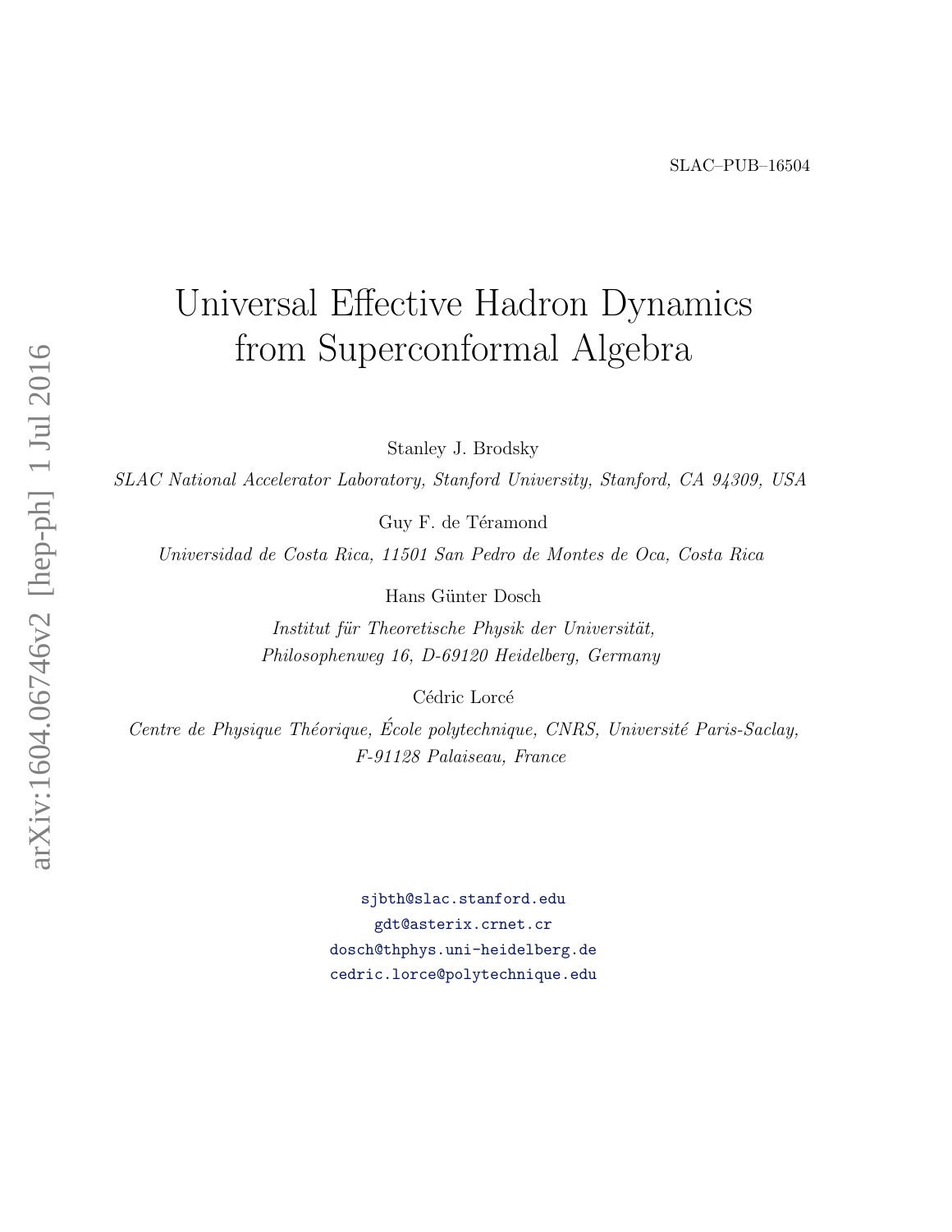SLAC–PUB–16504

# Universal Effective Hadron Dynamics from Superconformal Algebra

Stanley J. Brodsky

*SLAC National Accelerator Laboratory, Stanford University, Stanford, CA 94309, USA*

Guy F. de Téramond

*Universidad de Costa Rica, 11501 San Pedro de Montes de Oca, Costa Rica*

Hans Günter Dosch

*Institut für Theoretische Physik der Universität, Philosophenweg 16, D-69120 Heidelberg, Germany*

Cédric Lorcé

*Centre de Physique Théorique, École polytechnique, CNRS, Université Paris-Saclay, F-91128 Palaiseau, France*

sjbth@slac.stanford.edu
gdt@asterix.crnet.cr
dosch@thphys.uni-heidelberg.de
cedric.lorce@polytechnique.edu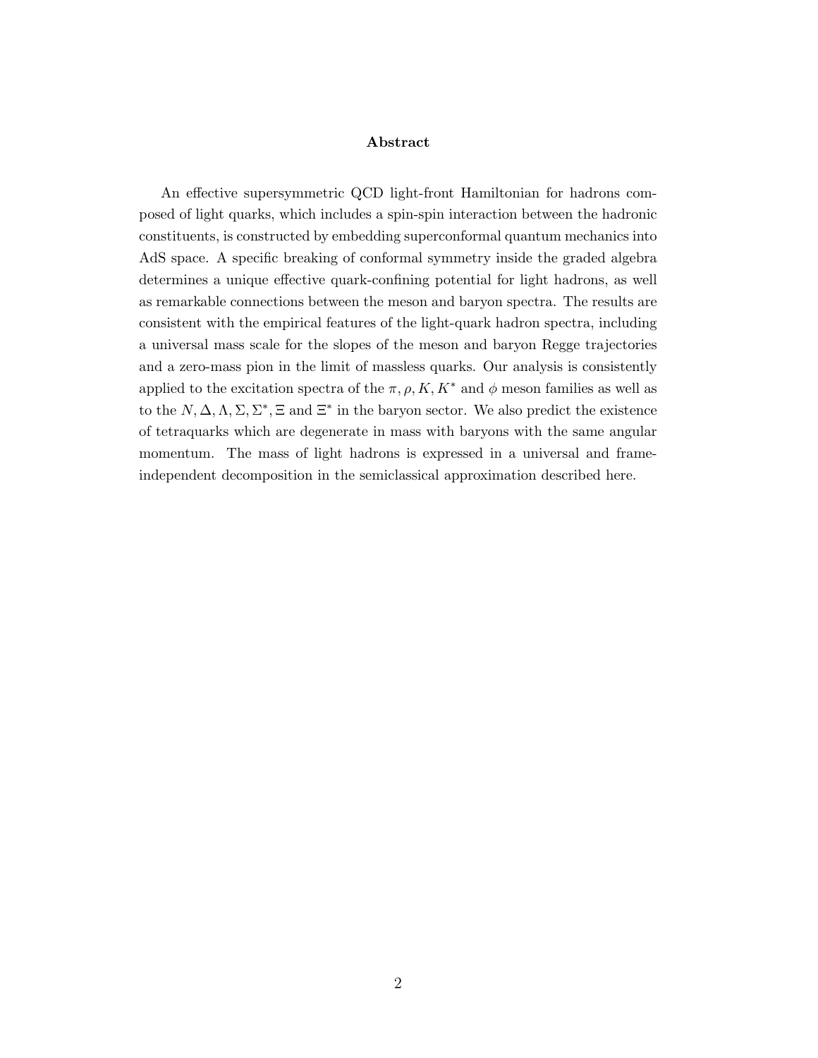## Abstract

An effective supersymmetric QCD light-front Hamiltonian for hadrons composed of light quarks, which includes a spin-spin interaction between the hadronic constituents, is constructed by embedding superconformal quantum mechanics into AdS space. A specific breaking of conformal symmetry inside the graded algebra determines a unique effective quark-confining potential for light hadrons, as well as remarkable connections between the meson and baryon spectra. The results are consistent with the empirical features of the light-quark hadron spectra, including a universal mass scale for the slopes of the meson and baryon Regge trajectories and a zero-mass pion in the limit of massless quarks. Our analysis is consistently applied to the excitation spectra of the $\pi, \rho, K, K^*$ and $\phi$ meson families as well as to the $N, \Delta, \Lambda, \Sigma, \Sigma^*, \Xi$ and $\Xi^*$ in the baryon sector. We also predict the existence of tetraquarks which are degenerate in mass with baryons with the same angular momentum. The mass of light hadrons is expressed in a universal and frame-independent decomposition in the semiclassical approximation described here.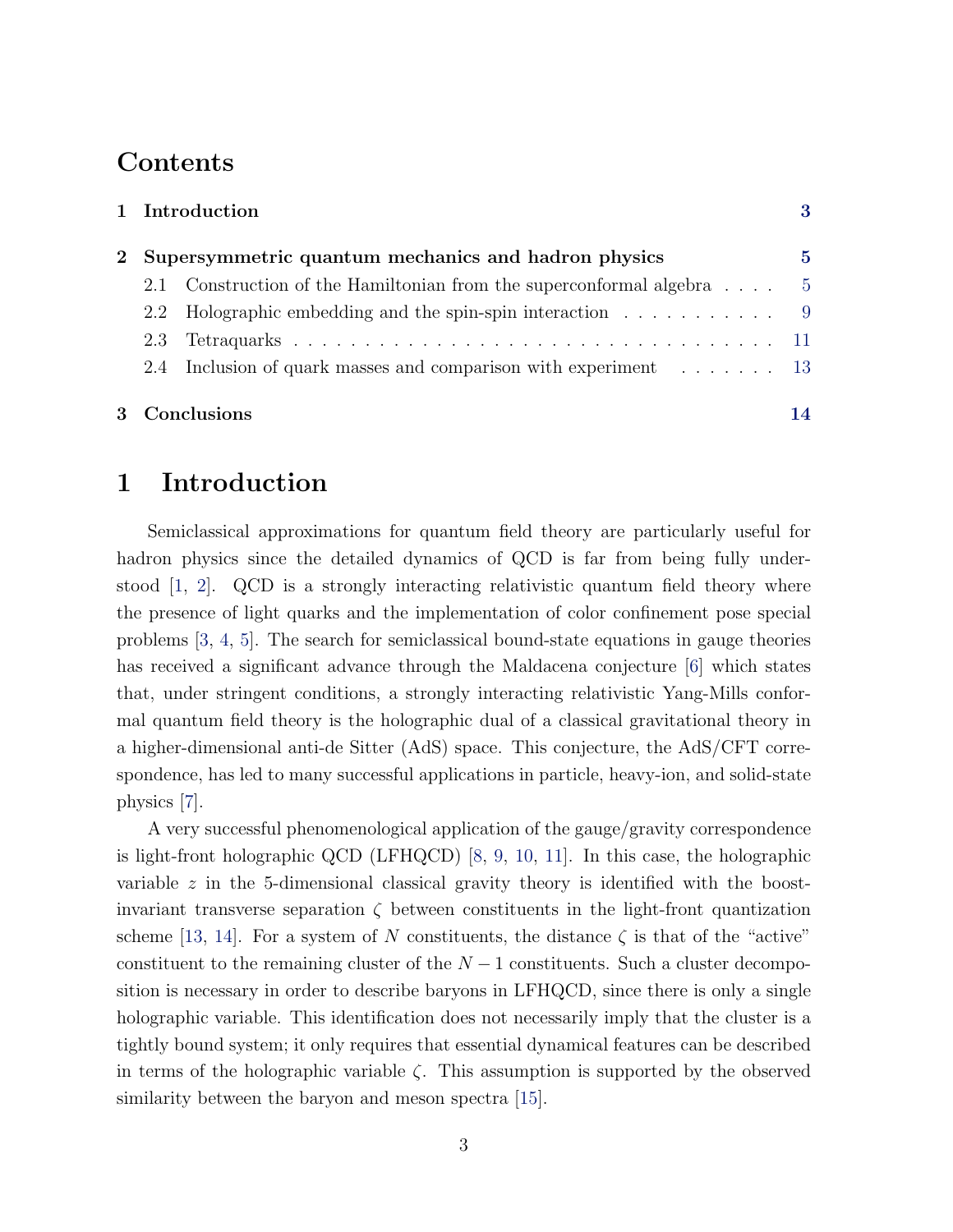# Contents

**1 Introduction** **3**

**2 Supersymmetric quantum mechanics and hadron physics** **5**

2.1 Construction of the Hamiltonian from the superconformal algebra . . . . 5

2.2 Holographic embedding and the spin-spin interaction . . . . . . . . . . . 9

2.3 Tetraquarks . . . . . . . . . . . . . . . . . . . . . . . . . . . . . . . . . 11

2.4 Inclusion of quark masses and comparison with experiment . . . . . . . 13

**3 Conclusions** **14**

# 1 Introduction

Semiclassical approximations for quantum field theory are particularly useful for hadron physics since the detailed dynamics of QCD is far from being fully understood [1, 2]. QCD is a strongly interacting relativistic quantum field theory where the presence of light quarks and the implementation of color confinement pose special problems [3, 4, 5]. The search for semiclassical bound-state equations in gauge theories has received a significant advance through the Maldacena conjecture [6] which states that, under stringent conditions, a strongly interacting relativistic Yang-Mills conformal quantum field theory is the holographic dual of a classical gravitational theory in a higher-dimensional anti-de Sitter (AdS) space. This conjecture, the AdS/CFT correspondence, has led to many successful applications in particle, heavy-ion, and solid-state physics [7].

A very successful phenomenological application of the gauge/gravity correspondence is light-front holographic QCD (LFHQCD) [8, 9, 10, 11]. In this case, the holographic variable $z$ in the 5-dimensional classical gravity theory is identified with the boost-invariant transverse separation $\zeta$ between constituents in the light-front quantization scheme [13, 14]. For a system of $N$ constituents, the distance $\zeta$ is that of the "active" constituent to the remaining cluster of the $N-1$ constituents. Such a cluster decomposition is necessary in order to describe baryons in LFHQCD, since there is only a single holographic variable. This identification does not necessarily imply that the cluster is a tightly bound system; it only requires that essential dynamical features can be described in terms of the holographic variable $\zeta$. This assumption is supported by the observed similarity between the baryon and meson spectra [15].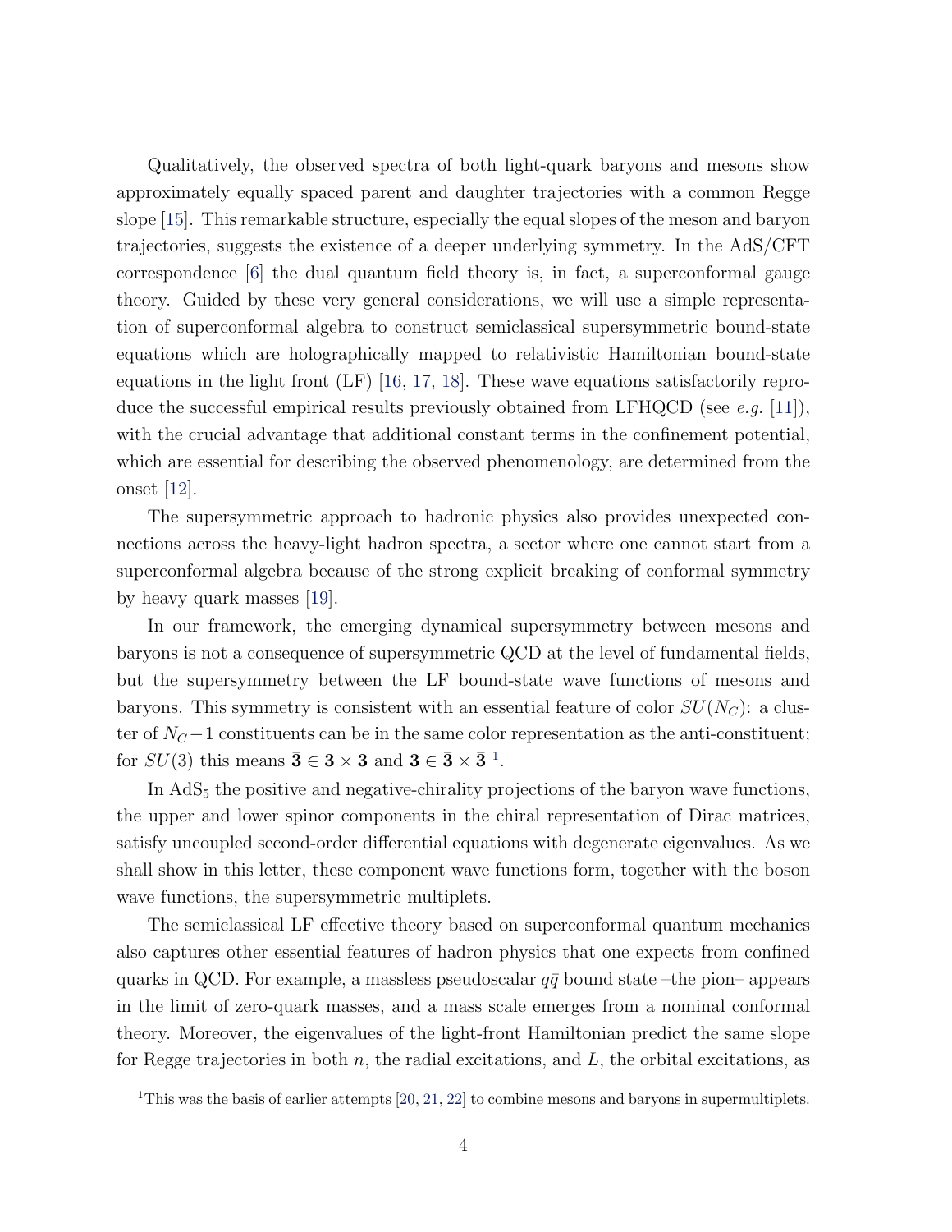Qualitatively, the observed spectra of both light-quark baryons and mesons show approximately equally spaced parent and daughter trajectories with a common Regge slope [15]. This remarkable structure, especially the equal slopes of the meson and baryon trajectories, suggests the existence of a deeper underlying symmetry. In the AdS/CFT correspondence [6] the dual quantum field theory is, in fact, a superconformal gauge theory. Guided by these very general considerations, we will use a simple representation of superconformal algebra to construct semiclassical supersymmetric bound-state equations which are holographically mapped to relativistic Hamiltonian bound-state equations in the light front (LF) [16, 17, 18]. These wave equations satisfactorily reproduce the successful empirical results previously obtained from LFHQCD (see *e.g.* [11]), with the crucial advantage that additional constant terms in the confinement potential, which are essential for describing the observed phenomenology, are determined from the onset [12].

The supersymmetric approach to hadronic physics also provides unexpected connections across the heavy-light hadron spectra, a sector where one cannot start from a superconformal algebra because of the strong explicit breaking of conformal symmetry by heavy quark masses [19].

In our framework, the emerging dynamical supersymmetry between mesons and baryons is not a consequence of supersymmetric QCD at the level of fundamental fields, but the supersymmetry between the LF bound-state wave functions of mesons and baryons. This symmetry is consistent with an essential feature of color $SU(N_C)$: a cluster of $N_C - 1$ constituents can be in the same color representation as the anti-constituent; for $SU(3)$ this means $\bar{\mathbf{3}} \in \mathbf{3} \times \mathbf{3}$ and $\mathbf{3} \in \bar{\mathbf{3}} \times \bar{\mathbf{3}}$ [1].

In $\mathrm{AdS}_5$ the positive and negative-chirality projections of the baryon wave functions, the upper and lower spinor components in the chiral representation of Dirac matrices, satisfy uncoupled second-order differential equations with degenerate eigenvalues. As we shall show in this letter, these component wave functions form, together with the boson wave functions, the supersymmetric multiplets.

The semiclassical LF effective theory based on superconformal quantum mechanics also captures other essential features of hadron physics that one expects from confined quarks in QCD. For example, a massless pseudoscalar $q\bar{q}$ bound state –the pion– appears in the limit of zero-quark masses, and a mass scale emerges from a nominal conformal theory. Moreover, the eigenvalues of the light-front Hamiltonian predict the same slope for Regge trajectories in both $n$, the radial excitations, and $L$, the orbital excitations, as

[1] This was the basis of earlier attempts [20, 21, 22] to combine mesons and baryons in supermultiplets.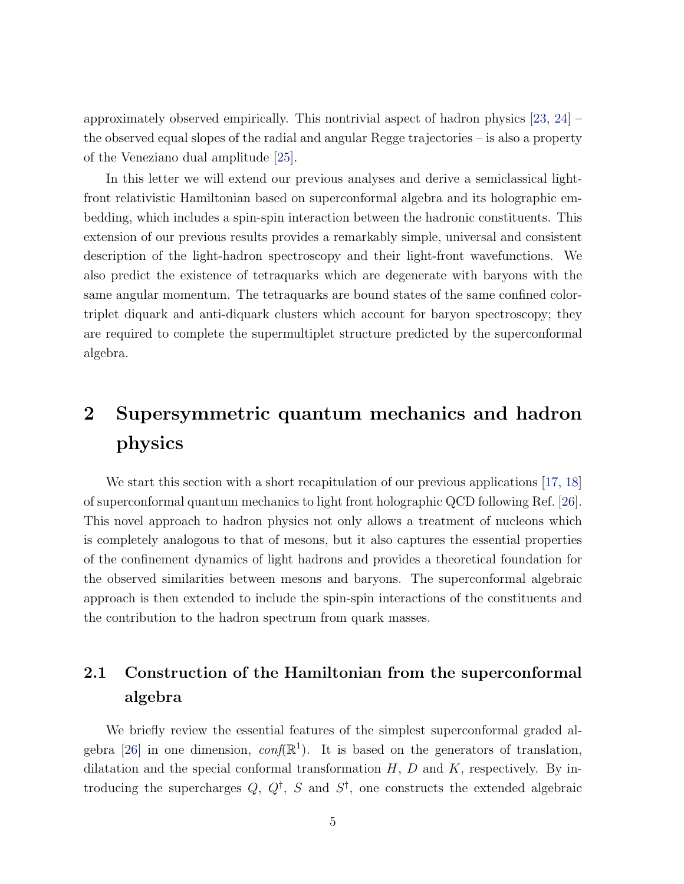approximately observed empirically. This nontrivial aspect of hadron physics [23, 24] – the observed equal slopes of the radial and angular Regge trajectories – is also a property of the Veneziano dual amplitude [25].

In this letter we will extend our previous analyses and derive a semiclassical light-front relativistic Hamiltonian based on superconformal algebra and its holographic embedding, which includes a spin-spin interaction between the hadronic constituents. This extension of our previous results provides a remarkably simple, universal and consistent description of the light-hadron spectroscopy and their light-front wavefunctions. We also predict the existence of tetraquarks which are degenerate with baryons with the same angular momentum. The tetraquarks are bound states of the same confined color-triplet diquark and anti-diquark clusters which account for baryon spectroscopy; they are required to complete the supermultiplet structure predicted by the superconformal algebra.

# 2 Supersymmetric quantum mechanics and hadron physics

We start this section with a short recapitulation of our previous applications [17, 18] of superconformal quantum mechanics to light front holographic QCD following Ref. [26]. This novel approach to hadron physics not only allows a treatment of nucleons which is completely analogous to that of mesons, but it also captures the essential properties of the confinement dynamics of light hadrons and provides a theoretical foundation for the observed similarities between mesons and baryons. The superconformal algebraic approach is then extended to include the spin-spin interactions of the constituents and the contribution to the hadron spectrum from quark masses.

## 2.1 Construction of the Hamiltonian from the superconformal algebra

We briefly review the essential features of the simplest superconformal graded algebra [26] in one dimension, *conf*($\mathbb{R}^1$). It is based on the generators of translation, dilatation and the special conformal transformation $H$, $D$ and $K$, respectively. By introducing the supercharges $Q$, $Q^\dagger$, $S$ and $S^\dagger$, one constructs the extended algebraic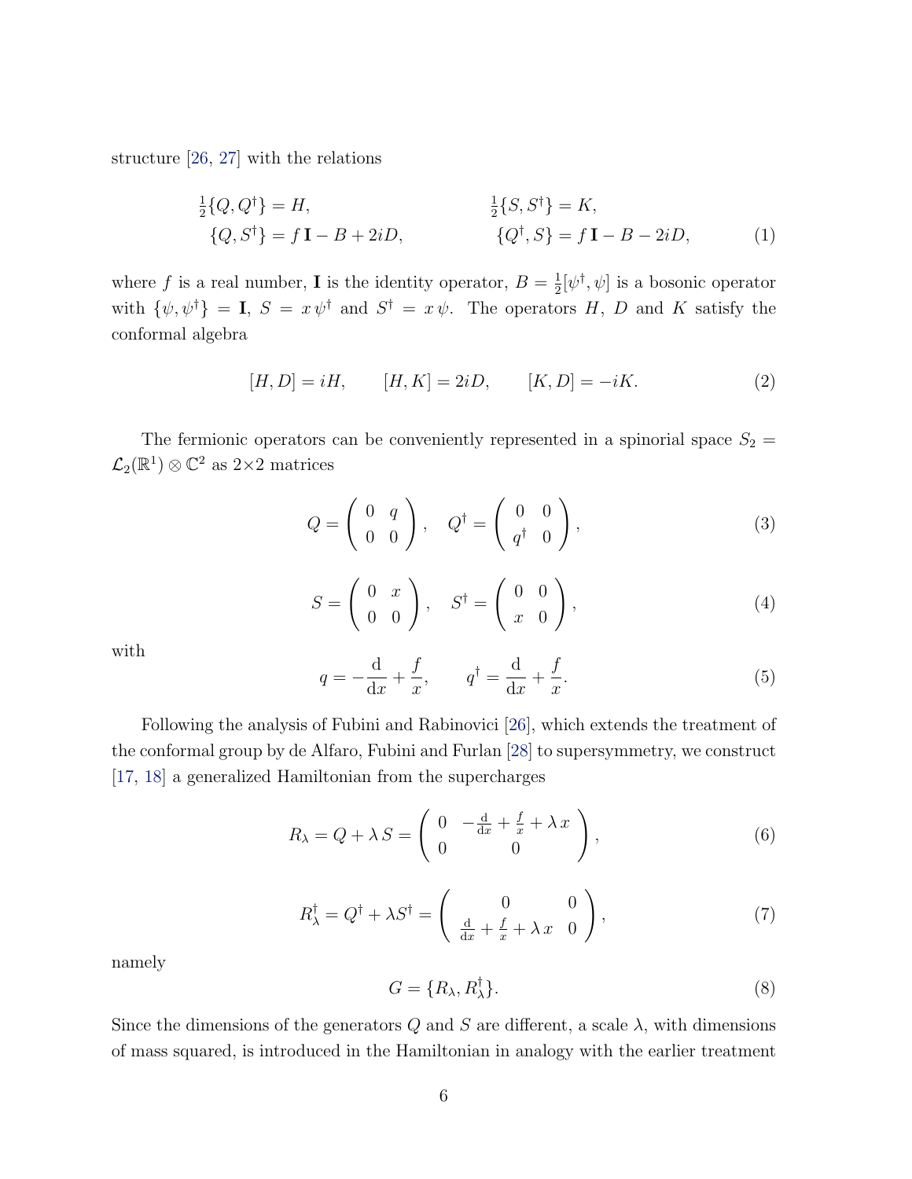structure [26, 27] with the relations

$$
\begin{aligned}
\tfrac{1}{2}\{Q, Q^\dagger\} &= H, & \tfrac{1}{2}\{S, S^\dagger\} &= K, \\
\{Q, S^\dagger\} &= f\,\mathbf{I} - B + 2iD, & \{Q^\dagger, S\} &= f\,\mathbf{I} - B - 2iD,
\end{aligned}
\tag{1}
$$

where $f$ is a real number, $\mathbf{I}$ is the identity operator, $B = \frac{1}{2}[\psi^\dagger, \psi]$ is a bosonic operator with $\{\psi, \psi^\dagger\} = \mathbf{I}$, $S = x\,\psi^\dagger$ and $S^\dagger = x\,\psi$. The operators $H$, $D$ and $K$ satisfy the conformal algebra

$$
[H, D] = iH, \qquad [H, K] = 2iD, \qquad [K, D] = -iK. \tag{2}
$$

The fermionic operators can be conveniently represented in a spinorial space $S_2 = \mathcal{L}_2(\mathbb{R}^1) \otimes \mathbb{C}^2$ as 2×2 matrices

$$
Q = \begin{pmatrix} 0 & q \\ 0 & 0 \end{pmatrix}, \quad Q^\dagger = \begin{pmatrix} 0 & 0 \\ q^\dagger & 0 \end{pmatrix}, \tag{3}
$$

$$
S = \begin{pmatrix} 0 & x \\ 0 & 0 \end{pmatrix}, \quad S^\dagger = \begin{pmatrix} 0 & 0 \\ x & 0 \end{pmatrix}, \tag{4}
$$

with

$$
q = -\frac{\mathrm{d}}{\mathrm{d}x} + \frac{f}{x}, \qquad q^\dagger = \frac{\mathrm{d}}{\mathrm{d}x} + \frac{f}{x}. \tag{5}
$$

Following the analysis of Fubini and Rabinovici [26], which extends the treatment of the conformal group by de Alfaro, Fubini and Furlan [28] to supersymmetry, we construct [17, 18] a generalized Hamiltonian from the supercharges

$$
R_\lambda = Q + \lambda\, S = \begin{pmatrix} 0 & -\frac{\mathrm{d}}{\mathrm{d}x} + \frac{f}{x} + \lambda\, x \\ 0 & 0 \end{pmatrix}, \tag{6}
$$

$$
R_\lambda^\dagger = Q^\dagger + \lambda S^\dagger = \begin{pmatrix} 0 & 0 \\ \frac{\mathrm{d}}{\mathrm{d}x} + \frac{f}{x} + \lambda\, x & 0 \end{pmatrix}, \tag{7}
$$

namely

$$
G = \{R_\lambda, R_\lambda^\dagger\}. \tag{8}
$$

Since the dimensions of the generators $Q$ and $S$ are different, a scale $\lambda$, with dimensions of mass squared, is introduced in the Hamiltonian in analogy with the earlier treatment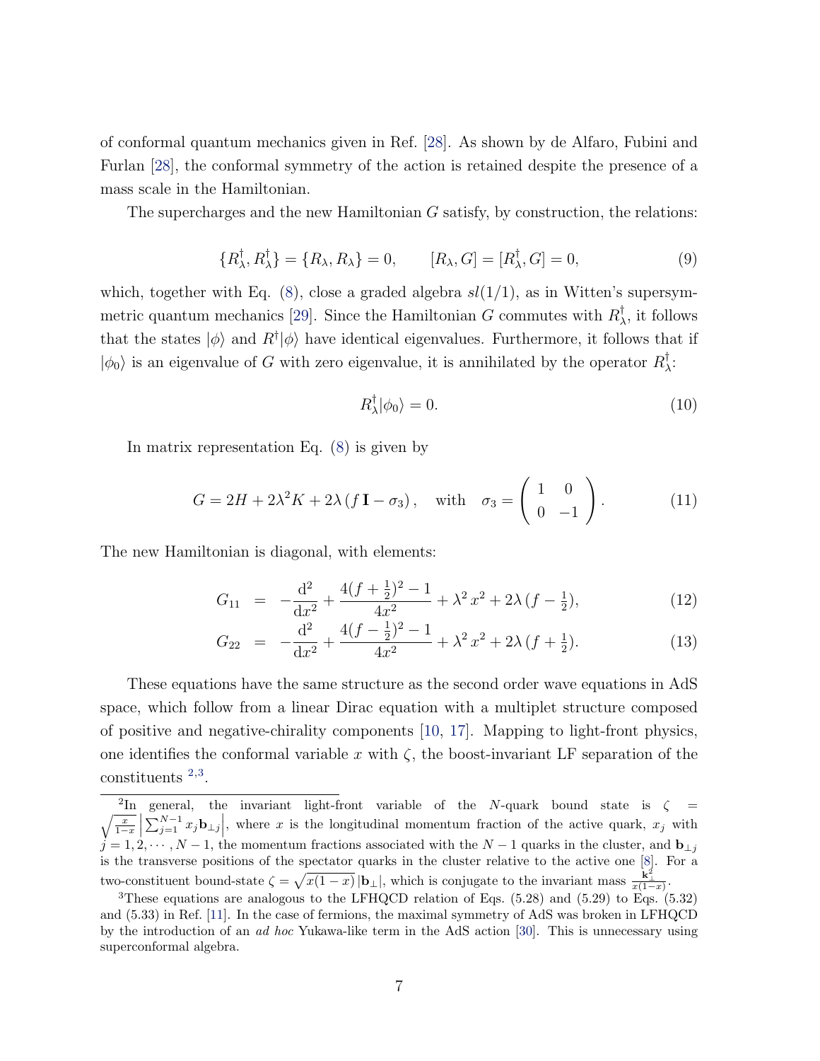of conformal quantum mechanics given in Ref. [28]. As shown by de Alfaro, Fubini and Furlan [28], the conformal symmetry of the action is retained despite the presence of a mass scale in the Hamiltonian.

The supercharges and the new Hamiltonian $G$ satisfy, by construction, the relations:

$$\{R_\lambda^\dagger, R_\lambda^\dagger\} = \{R_\lambda, R_\lambda\} = 0, \qquad [R_\lambda, G] = [R_\lambda^\dagger, G] = 0, \tag{9}$$

which, together with Eq. (8), close a graded algebra $sl(1/1)$, as in Witten's supersymmetric quantum mechanics [29]. Since the Hamiltonian $G$ commutes with $R_\lambda^\dagger$, it follows that the states $|\phi\rangle$ and $R^\dagger|\phi\rangle$ have identical eigenvalues. Furthermore, it follows that if $|\phi_0\rangle$ is an eigenvalue of $G$ with zero eigenvalue, it is annihilated by the operator $R_\lambda^\dagger$:

$$R_\lambda^\dagger|\phi_0\rangle = 0. \tag{10}$$

In matrix representation Eq. (8) is given by

$$G = 2H + 2\lambda^2 K + 2\lambda\,(f\,\mathbf{I} - \sigma_3)\,, \quad \text{with} \quad \sigma_3 = \begin{pmatrix} 1 & 0 \\ 0 & -1 \end{pmatrix}. \tag{11}$$

The new Hamiltonian is diagonal, with elements:

$$G_{11} = -\frac{\mathrm{d}^2}{\mathrm{d}x^2} + \frac{4(f+\frac{1}{2})^2 - 1}{4x^2} + \lambda^2\,x^2 + 2\lambda\,(f - \tfrac{1}{2}), \tag{12}$$

$$G_{22} = -\frac{\mathrm{d}^2}{\mathrm{d}x^2} + \frac{4(f-\frac{1}{2})^2 - 1}{4x^2} + \lambda^2\,x^2 + 2\lambda\,(f + \tfrac{1}{2}). \tag{13}$$

These equations have the same structure as the second order wave equations in AdS space, which follow from a linear Dirac equation with a multiplet structure composed of positive and negative-chirality components [10, 17]. Mapping to light-front physics, one identifies the conformal variable $x$ with $\zeta$, the boost-invariant LF separation of the constituents [2,3].

---

[2] In general, the invariant light-front variable of the $N$-quark bound state is $\zeta = \sqrt{\frac{x}{1-x}}\left|\sum_{j=1}^{N-1} x_j \mathbf{b}_{\perp j}\right|$, where $x$ is the longitudinal momentum fraction of the active quark, $x_j$ with $j = 1, 2, \cdots, N-1$, the momentum fractions associated with the $N-1$ quarks in the cluster, and $\mathbf{b}_{\perp j}$ is the transverse positions of the spectator quarks in the cluster relative to the active one [8]. For a two-constituent bound-state $\zeta = \sqrt{x(1-x)}\,|\mathbf{b}_\perp|$, which is conjugate to the invariant mass $\frac{\mathbf{k}_\perp^2}{x(1-x)}$.

[3] These equations are analogous to the LFHQCD relation of Eqs. (5.28) and (5.29) to Eqs. (5.32) and (5.33) in Ref. [11]. In the case of fermions, the maximal symmetry of AdS was broken in LFHQCD by the introduction of an *ad hoc* Yukawa-like term in the AdS action [30]. This is unnecessary using superconformal algebra.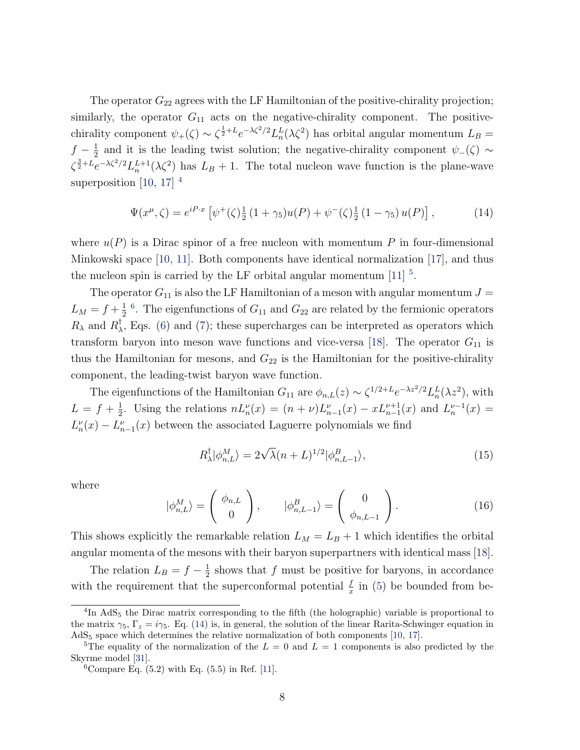The operator $G_{22}$ agrees with the LF Hamiltonian of the positive-chirality projection; similarly, the operator $G_{11}$ acts on the negative-chirality component. The positive-chirality component $\psi_+(\zeta) \sim \zeta^{\frac{1}{2}+L} e^{-\lambda\zeta^2/2} L_n^L(\lambda\zeta^2)$ has orbital angular momentum $L_B = f - \frac{1}{2}$ and it is the leading twist solution; the negative-chirality component $\psi_-(\zeta) \sim \zeta^{\frac{3}{2}+L} e^{-\lambda\zeta^2/2} L_n^{L+1}(\lambda\zeta^2)$ has $L_B + 1$. The total nucleon wave function is the plane-wave superposition [10, 17] [4]

$$\Psi(x^\mu, \zeta) = e^{iP\cdot x}\left[\psi^+(\zeta)\tfrac{1}{2}\left(1+\gamma_5\right)u(P) + \psi^-(\zeta)\tfrac{1}{2}\left(1-\gamma_5\right)u(P)\right], \tag{14}$$

where $u(P)$ is a Dirac spinor of a free nucleon with momentum $P$ in four-dimensional Minkowski space [10, 11]. Both components have identical normalization [17], and thus the nucleon spin is carried by the LF orbital angular momentum [11] [5].

The operator $G_{11}$ is also the LF Hamiltonian of a meson with angular momentum $J = L_M = f + \frac{1}{2}$ [6]. The eigenfunctions of $G_{11}$ and $G_{22}$ are related by the fermionic operators $R_\lambda$ and $R_\lambda^\dagger$, Eqs. (6) and (7); these supercharges can be interpreted as operators which transform baryon into meson wave functions and vice-versa [18]. The operator $G_{11}$ is thus the Hamiltonian for mesons, and $G_{22}$ is the Hamiltonian for the positive-chirality component, the leading-twist baryon wave function.

The eigenfunctions of the Hamiltonian $G_{11}$ are $\phi_{n,L}(z) \sim \zeta^{1/2+L} e^{-\lambda z^2/2} L_n^L(\lambda z^2)$, with $L = f + \frac{1}{2}$. Using the relations $n L_n^\nu(x) = (n+\nu)L_{n-1}^\nu(x) - x L_{n-1}^{\nu+1}(x)$ and $L_n^{\nu-1}(x) = L_n^\nu(x) - L_{n-1}^\nu(x)$ between the associated Laguerre polynomials we find

$$R_\lambda^\dagger |\phi_{n,L}^M\rangle = 2\sqrt{\lambda}(n+L)^{1/2}|\phi_{n,L-1}^B\rangle, \tag{15}$$

where

$$|\phi_{n,L}^M\rangle = \begin{pmatrix} \phi_{n,L} \\ 0 \end{pmatrix}, \qquad |\phi_{n,L-1}^B\rangle = \begin{pmatrix} 0 \\ \phi_{n,L-1} \end{pmatrix}. \tag{16}$$

This shows explicitly the remarkable relation $L_M = L_B + 1$ which identifies the orbital angular momenta of the mesons with their baryon superpartners with identical mass [18].

The relation $L_B = f - \frac{1}{2}$ shows that $f$ must be positive for baryons, in accordance with the requirement that the superconformal potential $\frac{f}{x}$ in (5) be bounded from be-

---

[4] In $AdS_5$ the Dirac matrix corresponding to the fifth (the holographic) variable is proportional to the matrix $\gamma_5$, $\Gamma_z = i\gamma_5$. Eq. (14) is, in general, the solution of the linear Rarita-Schwinger equation in $AdS_5$ space which determines the relative normalization of both components [10, 17].

[5] The equality of the normalization of the $L = 0$ and $L = 1$ components is also predicted by the Skyrme model [31].

[6] Compare Eq. (5.2) with Eq. (5.5) in Ref. [11].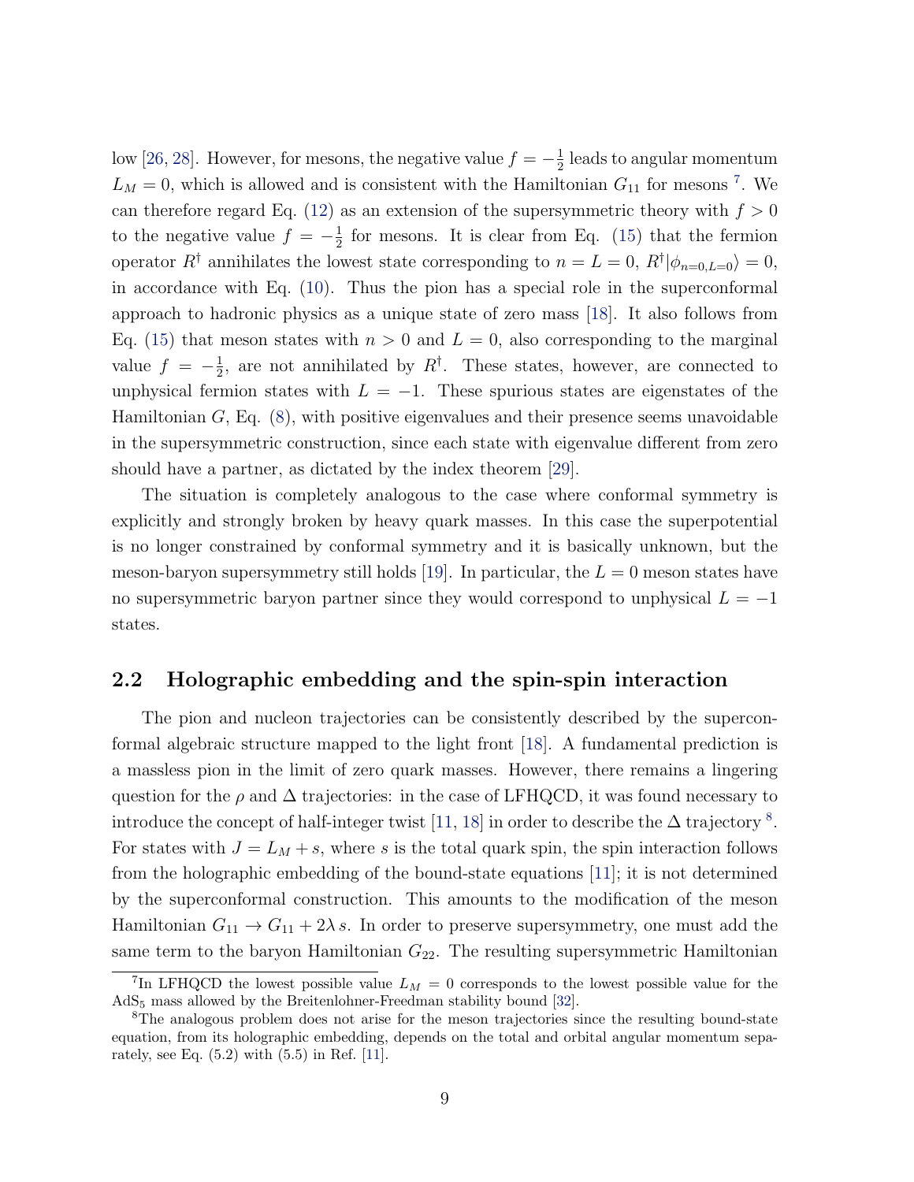low [26, 28]. However, for mesons, the negative value $f = -\frac{1}{2}$ leads to angular momentum $L_M = 0$, which is allowed and is consistent with the Hamiltonian $G_{11}$ for mesons [7]. We can therefore regard Eq. (12) as an extension of the supersymmetric theory with $f > 0$ to the negative value $f = -\frac{1}{2}$ for mesons. It is clear from Eq. (15) that the fermion operator $R^\dagger$ annihilates the lowest state corresponding to $n = L = 0$, $R^\dagger|\phi_{n=0,L=0}\rangle = 0$, in accordance with Eq. (10). Thus the pion has a special role in the superconformal approach to hadronic physics as a unique state of zero mass [18]. It also follows from Eq. (15) that meson states with $n > 0$ and $L = 0$, also corresponding to the marginal value $f = -\frac{1}{2}$, are not annihilated by $R^\dagger$. These states, however, are connected to unphysical fermion states with $L = -1$. These spurious states are eigenstates of the Hamiltonian $G$, Eq. (8), with positive eigenvalues and their presence seems unavoidable in the supersymmetric construction, since each state with eigenvalue different from zero should have a partner, as dictated by the index theorem [29].

The situation is completely analogous to the case where conformal symmetry is explicitly and strongly broken by heavy quark masses. In this case the superpotential is no longer constrained by conformal symmetry and it is basically unknown, but the meson-baryon supersymmetry still holds [19]. In particular, the $L = 0$ meson states have no supersymmetric baryon partner since they would correspond to unphysical $L = -1$ states.

## 2.2 Holographic embedding and the spin-spin interaction

The pion and nucleon trajectories can be consistently described by the superconformal algebraic structure mapped to the light front [18]. A fundamental prediction is a massless pion in the limit of zero quark masses. However, there remains a lingering question for the $\rho$ and $\Delta$ trajectories: in the case of LFHQCD, it was found necessary to introduce the concept of half-integer twist [11, 18] in order to describe the $\Delta$ trajectory [8]. For states with $J = L_M + s$, where $s$ is the total quark spin, the spin interaction follows from the holographic embedding of the bound-state equations [11]; it is not determined by the superconformal construction. This amounts to the modification of the meson Hamiltonian $G_{11} \to G_{11} + 2\lambda\, s$. In order to preserve supersymmetry, one must add the same term to the baryon Hamiltonian $G_{22}$. The resulting supersymmetric Hamiltonian

---

[7] In LFHQCD the lowest possible value $L_M = 0$ corresponds to the lowest possible value for the $AdS_5$ mass allowed by the Breitenlohner-Freedman stability bound [32].

[8] The analogous problem does not arise for the meson trajectories since the resulting bound-state equation, from its holographic embedding, depends on the total and orbital angular momentum separately, see Eq. (5.2) with (5.5) in Ref. [11].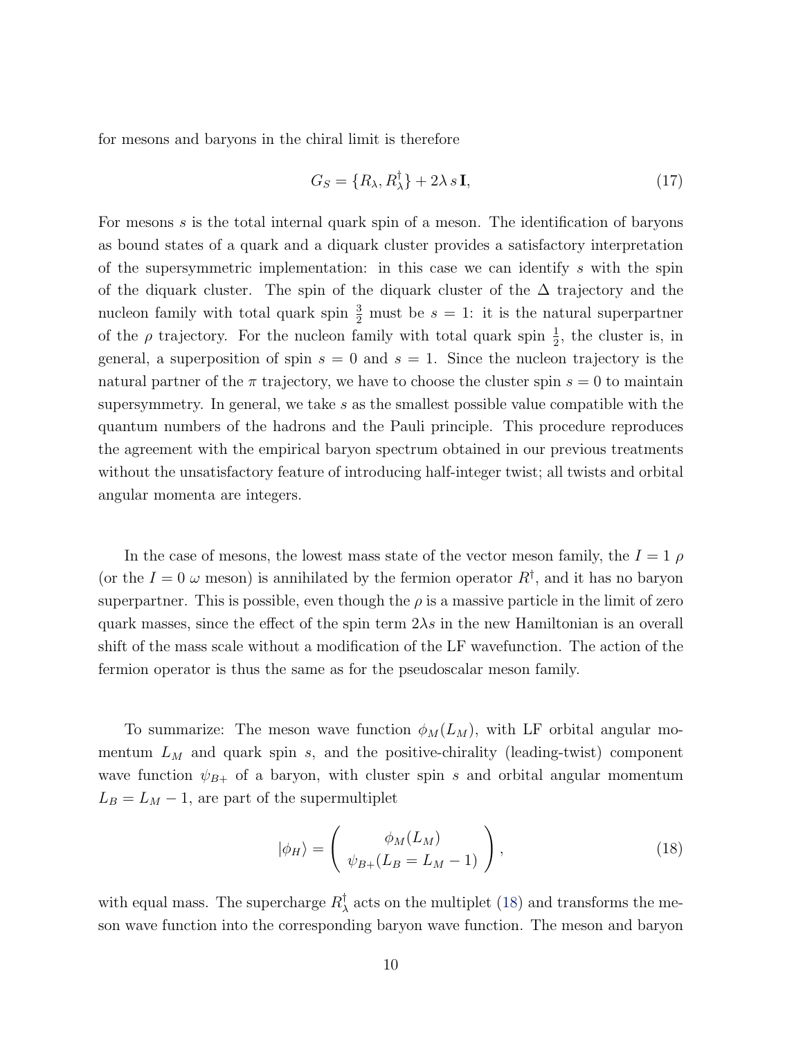for mesons and baryons in the chiral limit is therefore

$$G_S = \{R_\lambda, R_\lambda^\dagger\} + 2\lambda\, s\, \mathbf{I}, \tag{17}$$

For mesons $s$ is the total internal quark spin of a meson. The identification of baryons as bound states of a quark and a diquark cluster provides a satisfactory interpretation of the supersymmetric implementation: in this case we can identify $s$ with the spin of the diquark cluster. The spin of the diquark cluster of the $\Delta$ trajectory and the nucleon family with total quark spin $\frac{3}{2}$ must be $s = 1$: it is the natural superpartner of the $\rho$ trajectory. For the nucleon family with total quark spin $\frac{1}{2}$, the cluster is, in general, a superposition of spin $s = 0$ and $s = 1$. Since the nucleon trajectory is the natural partner of the $\pi$ trajectory, we have to choose the cluster spin $s = 0$ to maintain supersymmetry. In general, we take $s$ as the smallest possible value compatible with the quantum numbers of the hadrons and the Pauli principle. This procedure reproduces the agreement with the empirical baryon spectrum obtained in our previous treatments without the unsatisfactory feature of introducing half-integer twist; all twists and orbital angular momenta are integers.

In the case of mesons, the lowest mass state of the vector meson family, the $I = 1$ $\rho$ (or the $I = 0$ $\omega$ meson) is annihilated by the fermion operator $R^\dagger$, and it has no baryon superpartner. This is possible, even though the $\rho$ is a massive particle in the limit of zero quark masses, since the effect of the spin term $2\lambda s$ in the new Hamiltonian is an overall shift of the mass scale without a modification of the LF wavefunction. The action of the fermion operator is thus the same as for the pseudoscalar meson family.

To summarize: The meson wave function $\phi_M(L_M)$, with LF orbital angular momentum $L_M$ and quark spin $s$, and the positive-chirality (leading-twist) component wave function $\psi_{B+}$ of a baryon, with cluster spin $s$ and orbital angular momentum $L_B = L_M - 1$, are part of the supermultiplet

$$|\phi_H\rangle = \begin{pmatrix} \phi_M(L_M) \\ \psi_{B+}(L_B = L_M - 1) \end{pmatrix}, \tag{18}$$

with equal mass. The supercharge $R_\lambda^\dagger$ acts on the multiplet (18) and transforms the meson wave function into the corresponding baryon wave function. The meson and baryon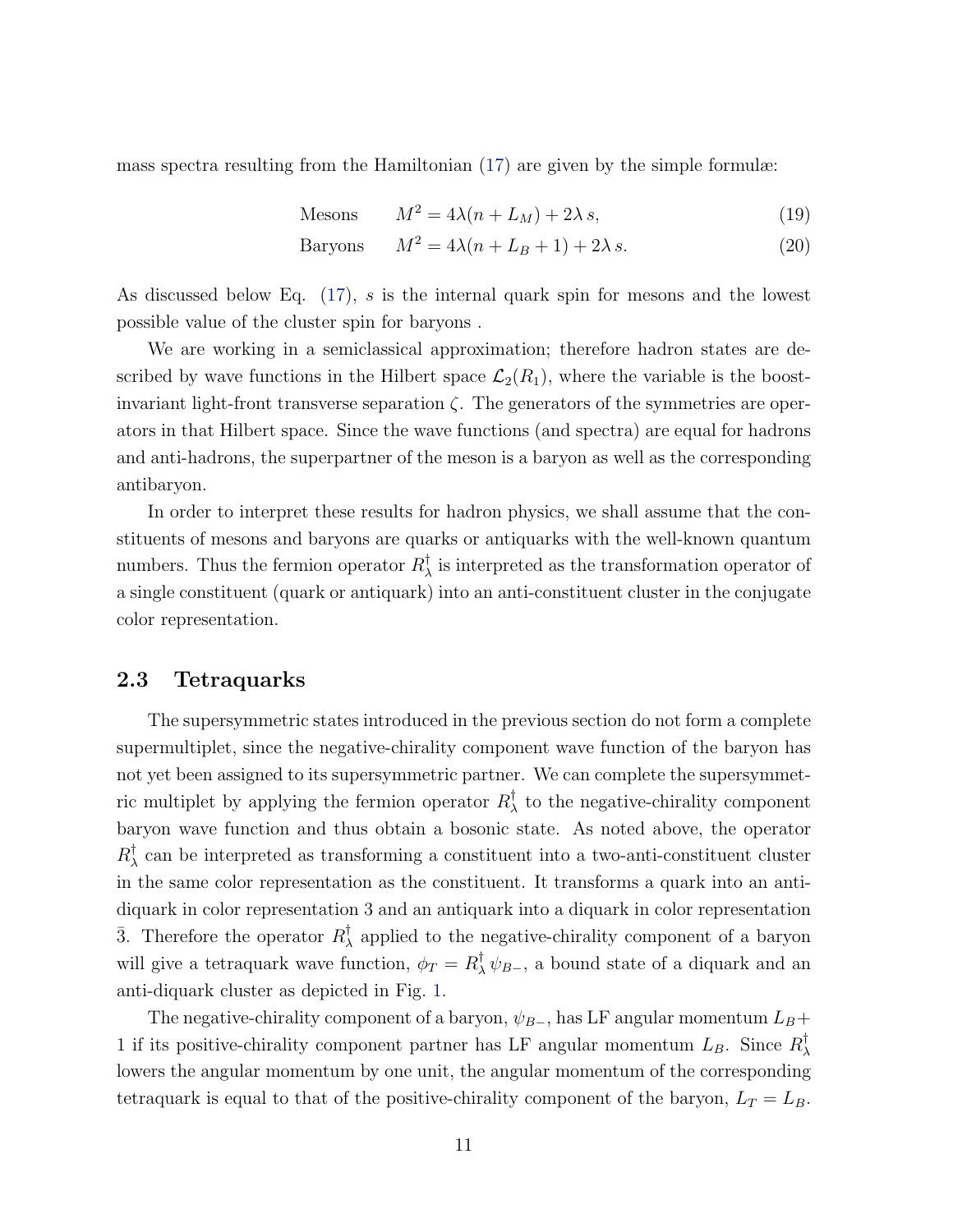mass spectra resulting from the Hamiltonian (17) are given by the simple formulæ:

$$\text{Mesons} \qquad M^2 = 4\lambda(n + L_M) + 2\lambda\, s, \tag{19}$$

$$\text{Baryons} \qquad M^2 = 4\lambda(n + L_B + 1) + 2\lambda\, s. \tag{20}$$

As discussed below Eq. (17), $s$ is the internal quark spin for mesons and the lowest possible value of the cluster spin for baryons .

We are working in a semiclassical approximation; therefore hadron states are described by wave functions in the Hilbert space $\mathcal{L}_2(R_1)$, where the variable is the boost-invariant light-front transverse separation $\zeta$. The generators of the symmetries are operators in that Hilbert space. Since the wave functions (and spectra) are equal for hadrons and anti-hadrons, the superpartner of the meson is a baryon as well as the corresponding antibaryon.

In order to interpret these results for hadron physics, we shall assume that the constituents of mesons and baryons are quarks or antiquarks with the well-known quantum numbers. Thus the fermion operator $R_\lambda^\dagger$ is interpreted as the transformation operator of a single constituent (quark or antiquark) into an anti-constituent cluster in the conjugate color representation.

## 2.3 Tetraquarks

The supersymmetric states introduced in the previous section do not form a complete supermultiplet, since the negative-chirality component wave function of the baryon has not yet been assigned to its supersymmetric partner. We can complete the supersymmetric multiplet by applying the fermion operator $R_\lambda^\dagger$ to the negative-chirality component baryon wave function and thus obtain a bosonic state. As noted above, the operator $R_\lambda^\dagger$ can be interpreted as transforming a constituent into a two-anti-constituent cluster in the same color representation as the constituent. It transforms a quark into an anti-diquark in color representation 3 and an antiquark into a diquark in color representation $\bar{3}$. Therefore the operator $R_\lambda^\dagger$ applied to the negative-chirality component of a baryon will give a tetraquark wave function, $\phi_T = R_\lambda^\dagger\, \psi_{B-}$, a bound state of a diquark and an anti-diquark cluster as depicted in Fig. 1.

The negative-chirality component of a baryon, $\psi_{B-}$, has LF angular momentum $L_B + 1$ if its positive-chirality component partner has LF angular momentum $L_B$. Since $R_\lambda^\dagger$ lowers the angular momentum by one unit, the angular momentum of the corresponding tetraquark is equal to that of the positive-chirality component of the baryon, $L_T = L_B$.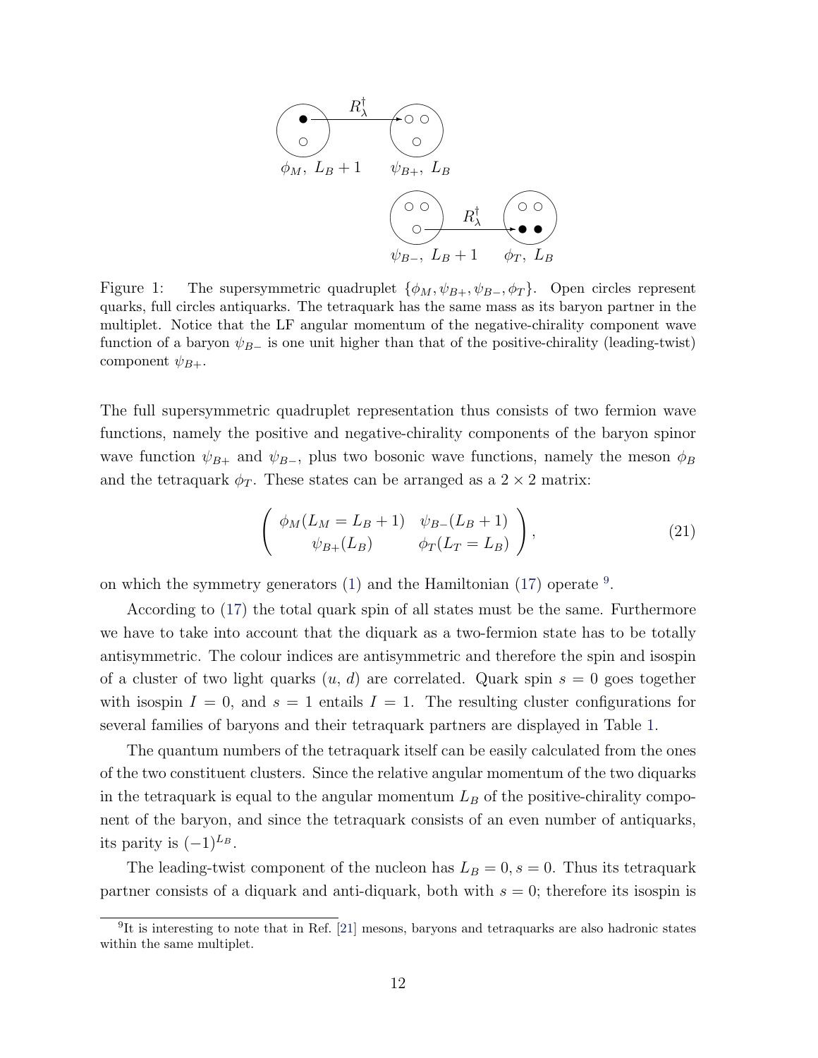Figure 1: The supersymmetric quadruplet $\{\phi_M, \psi_{B+}, \psi_{B-}, \phi_T\}$. Open circles represent quarks, full circles antiquarks. The tetraquark has the same mass as its baryon partner in the multiplet. Notice that the LF angular momentum of the negative-chirality component wave function of a baryon $\psi_{B-}$ is one unit higher than that of the positive-chirality (leading-twist) component $\psi_{B+}$.

The full supersymmetric quadruplet representation thus consists of two fermion wave functions, namely the positive and negative-chirality components of the baryon spinor wave function $\psi_{B+}$ and $\psi_{B-}$, plus two bosonic wave functions, namely the meson $\phi_B$ and the tetraquark $\phi_T$. These states can be arranged as a $2 \times 2$ matrix:

$$\begin{pmatrix} \phi_M(L_M = L_B + 1) & \psi_{B-}(L_B + 1) \\ \psi_{B+}(L_B) & \phi_T(L_T = L_B) \end{pmatrix}, \tag{21}$$

on which the symmetry generators (1) and the Hamiltonian (17) operate [9].

According to (17) the total quark spin of all states must be the same. Furthermore we have to take into account that the diquark as a two-fermion state has to be totally antisymmetric. The colour indices are antisymmetric and therefore the spin and isospin of a cluster of two light quarks ($u$, $d$) are correlated. Quark spin $s = 0$ goes together with isospin $I = 0$, and $s = 1$ entails $I = 1$. The resulting cluster configurations for several families of baryons and their tetraquark partners are displayed in Table 1.

The quantum numbers of the tetraquark itself can be easily calculated from the ones of the two constituent clusters. Since the relative angular momentum of the two diquarks in the tetraquark is equal to the angular momentum $L_B$ of the positive-chirality component of the baryon, and since the tetraquark consists of an even number of antiquarks, its parity is $(-1)^{L_B}$.

The leading-twist component of the nucleon has $L_B = 0, s = 0$. Thus its tetraquark partner consists of a diquark and anti-diquark, both with $s = 0$; therefore its isospin is

[9] It is interesting to note that in Ref. [21] mesons, baryons and tetraquarks are also hadronic states within the same multiplet.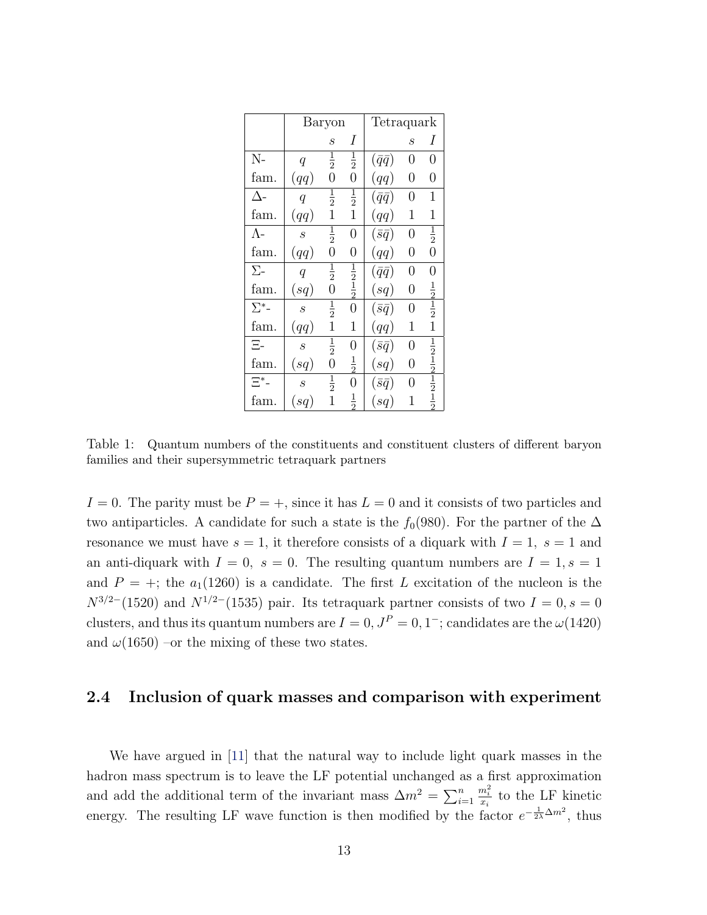| | Baryon | $s$ | $I$ | Tetraquark | $s$ | $I$ |
|---|---|---|---|---|---|---|
| N- | $q$ | $\frac{1}{2}$ | $\frac{1}{2}$ | $(\bar{q}\bar{q})$ | 0 | 0 |
| fam. | $(qq)$ | 0 | 0 | $(qq)$ | 0 | 0 |
| $\Delta$- | $q$ | $\frac{1}{2}$ | $\frac{1}{2}$ | $(\bar{q}\bar{q})$ | 0 | 1 |
| fam. | $(qq)$ | 1 | 1 | $(qq)$ | 1 | 1 |
| $\Lambda$- | $s$ | $\frac{1}{2}$ | 0 | $(\bar{s}\bar{q})$ | 0 | $\frac{1}{2}$ |
| fam. | $(qq)$ | 0 | 0 | $(qq)$ | 0 | 0 |
| $\Sigma$- | $q$ | $\frac{1}{2}$ | $\frac{1}{2}$ | $(\bar{q}\bar{q})$ | 0 | 0 |
| fam. | $(sq)$ | 0 | $\frac{1}{2}$ | $(sq)$ | 0 | $\frac{1}{2}$ |
| $\Sigma^*$- | $s$ | $\frac{1}{2}$ | 0 | $(\bar{s}\bar{q})$ | 0 | $\frac{1}{2}$ |
| fam. | $(qq)$ | 1 | 1 | $(qq)$ | 1 | 1 |
| $\Xi$- | $s$ | $\frac{1}{2}$ | 0 | $(\bar{s}\bar{q})$ | 0 | $\frac{1}{2}$ |
| fam. | $(sq)$ | 0 | $\frac{1}{2}$ | $(sq)$ | 0 | $\frac{1}{2}$ |
| $\Xi^*$- | $s$ | $\frac{1}{2}$ | 0 | $(\bar{s}\bar{q})$ | 0 | $\frac{1}{2}$ |
| fam. | $(sq)$ | 1 | $\frac{1}{2}$ | $(sq)$ | 1 | $\frac{1}{2}$ |

Table 1: Quantum numbers of the constituents and constituent clusters of different baryon families and their supersymmetric tetraquark partners

$I = 0$. The parity must be $P = +$, since it has $L = 0$ and it consists of two particles and two antiparticles. A candidate for such a state is the $f_0(980)$. For the partner of the $\Delta$ resonance we must have $s = 1$, it therefore consists of a diquark with $I = 1,\ s = 1$ and an anti-diquark with $I = 0,\ s = 0$. The resulting quantum numbers are $I = 1, s = 1$ and $P = +$; the $a_1(1260)$ is a candidate. The first $L$ excitation of the nucleon is the $N^{3/2-}(1520)$ and $N^{1/2-}(1535)$ pair. Its tetraquark partner consists of two $I = 0, s = 0$ clusters, and thus its quantum numbers are $I = 0, J^P = 0, 1^-$; candidates are the $\omega(1420)$ and $\omega(1650)$ –or the mixing of these two states.

## 2.4 Inclusion of quark masses and comparison with experiment

We have argued in [11] that the natural way to include light quark masses in the hadron mass spectrum is to leave the LF potential unchanged as a first approximation and add the additional term of the invariant mass $\Delta m^2 = \sum_{i=1}^{n} \frac{m_i^2}{x_i}$ to the LF kinetic energy. The resulting LF wave function is then modified by the factor $e^{-\frac{1}{2\lambda}\Delta m^2}$, thus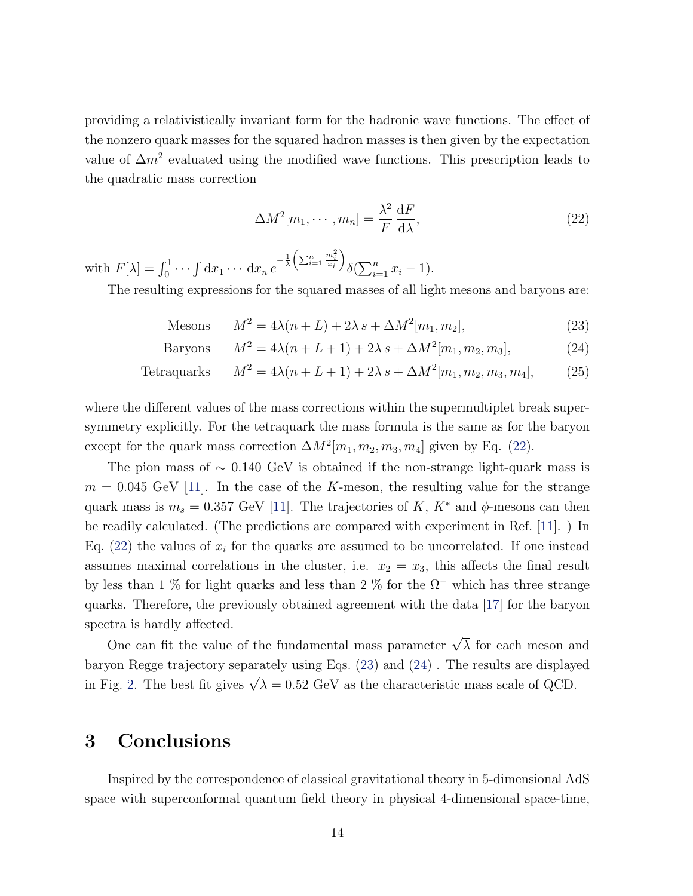providing a relativistically invariant form for the hadronic wave functions. The effect of the nonzero quark masses for the squared hadron masses is then given by the expectation value of $\Delta m^2$ evaluated using the modified wave functions. This prescription leads to the quadratic mass correction

$$\Delta M^2[m_1, \cdots, m_n] = \frac{\lambda^2}{F} \frac{\mathrm{d}F}{\mathrm{d}\lambda}, \tag{22}$$

with $F[\lambda] = \int_0^1 \cdots \int \mathrm{d}x_1 \cdots \mathrm{d}x_n \, e^{-\frac{1}{\lambda}\left(\sum_{i=1}^n \frac{m_i^2}{x_i}\right)} \delta(\sum_{i=1}^n x_i - 1)$.

The resulting expressions for the squared masses of all light mesons and baryons are:

$$\text{Mesons} \qquad M^2 = 4\lambda(n+L) + 2\lambda\, s + \Delta M^2[m_1, m_2], \tag{23}$$

$$\text{Baryons} \qquad M^2 = 4\lambda(n+L+1) + 2\lambda\, s + \Delta M^2[m_1, m_2, m_3], \tag{24}$$

$$\text{Tetraquarks} \qquad M^2 = 4\lambda(n+L+1) + 2\lambda\, s + \Delta M^2[m_1, m_2, m_3, m_4], \tag{25}$$

where the different values of the mass corrections within the supermultiplet break supersymmetry explicitly. For the tetraquark the mass formula is the same as for the baryon except for the quark mass correction $\Delta M^2[m_1, m_2, m_3, m_4]$ given by Eq. (22).

The pion mass of $\sim 0.140$ GeV is obtained if the non-strange light-quark mass is $m = 0.045$ GeV [11]. In the case of the $K$-meson, the resulting value for the strange quark mass is $m_s = 0.357$ GeV [11]. The trajectories of $K$, $K^*$ and $\phi$-mesons can then be readily calculated. (The predictions are compared with experiment in Ref. [11]. ) In Eq. (22) the values of $x_i$ for the quarks are assumed to be uncorrelated. If one instead assumes maximal correlations in the cluster, i.e. $x_2 = x_3$, this affects the final result by less than 1 % for light quarks and less than 2 % for the $\Omega^-$ which has three strange quarks. Therefore, the previously obtained agreement with the data [17] for the baryon spectra is hardly affected.

One can fit the value of the fundamental mass parameter $\sqrt{\lambda}$ for each meson and baryon Regge trajectory separately using Eqs. (23) and (24) . The results are displayed in Fig. 2. The best fit gives $\sqrt{\lambda} = 0.52$ GeV as the characteristic mass scale of QCD.

# 3 Conclusions

Inspired by the correspondence of classical gravitational theory in 5-dimensional AdS space with superconformal quantum field theory in physical 4-dimensional space-time,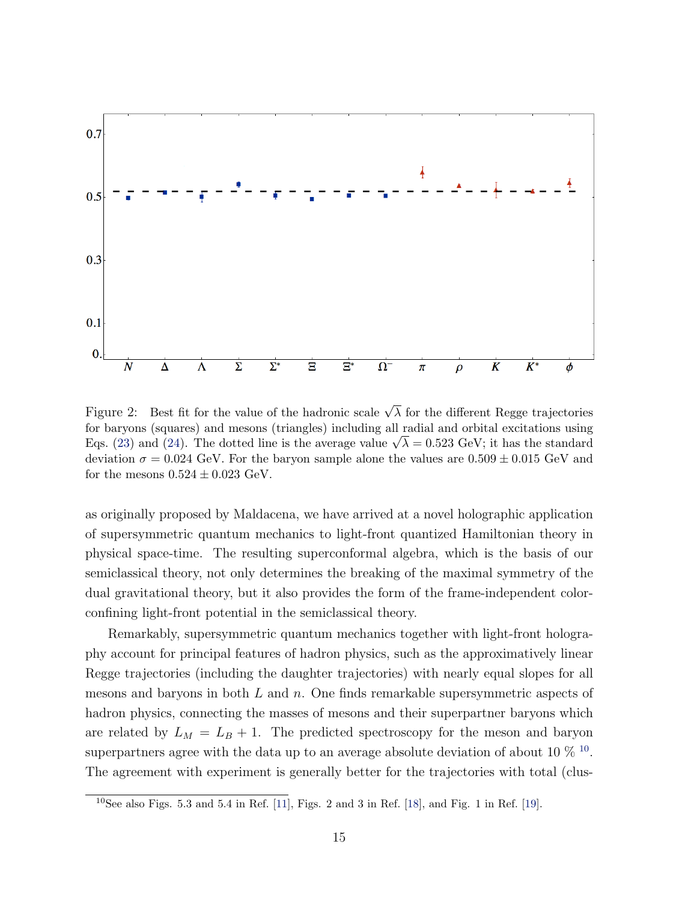Figure 2: Best fit for the value of the hadronic scale $\sqrt{\lambda}$ for the different Regge trajectories for baryons (squares) and mesons (triangles) including all radial and orbital excitations using Eqs. (23) and (24). The dotted line is the average value $\sqrt{\lambda} = 0.523$ GeV; it has the standard deviation $\sigma = 0.024$ GeV. For the baryon sample alone the values are $0.509 \pm 0.015$ GeV and for the mesons $0.524 \pm 0.023$ GeV.

as originally proposed by Maldacena, we have arrived at a novel holographic application of supersymmetric quantum mechanics to light-front quantized Hamiltonian theory in physical space-time. The resulting superconformal algebra, which is the basis of our semiclassical theory, not only determines the breaking of the maximal symmetry of the dual gravitational theory, but it also provides the form of the frame-independent color-confining light-front potential in the semiclassical theory.

Remarkably, supersymmetric quantum mechanics together with light-front holography account for principal features of hadron physics, such as the approximatively linear Regge trajectories (including the daughter trajectories) with nearly equal slopes for all mesons and baryons in both $L$ and $n$. One finds remarkable supersymmetric aspects of hadron physics, connecting the masses of mesons and their superpartner baryons which are related by $L_M = L_B + 1$. The predicted spectroscopy for the meson and baryon superpartners agree with the data up to an average absolute deviation of about 10 % [10]. The agreement with experiment is generally better for the trajectories with total (clus-

[10] See also Figs. 5.3 and 5.4 in Ref. [11], Figs. 2 and 3 in Ref. [18], and Fig. 1 in Ref. [19].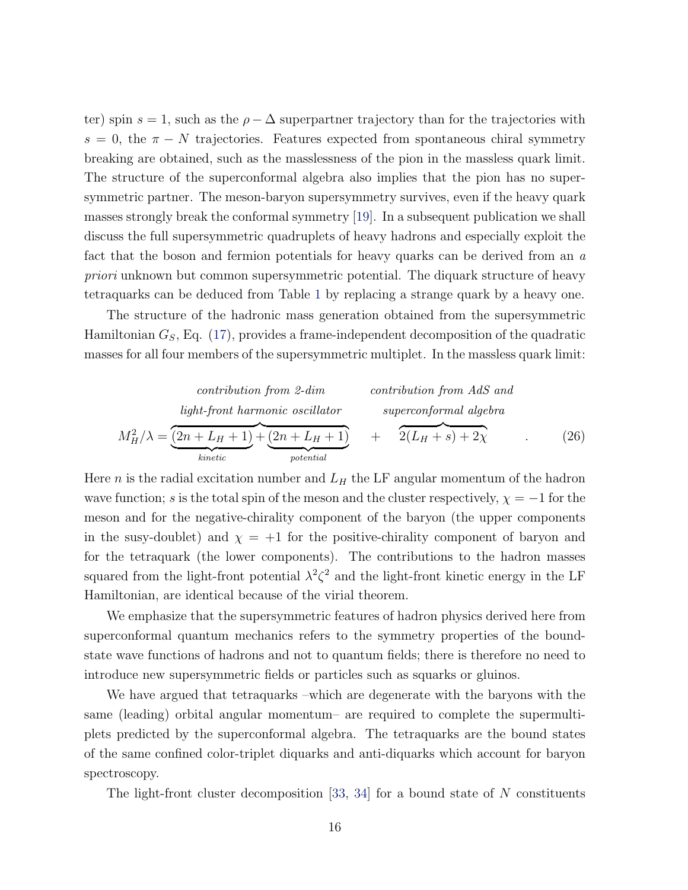ter) spin $s = 1$, such as the $\rho - \Delta$ superpartner trajectory than for the trajectories with $s = 0$, the $\pi - N$ trajectories. Features expected from spontaneous chiral symmetry breaking are obtained, such as the masslessness of the pion in the massless quark limit. The structure of the superconformal algebra also implies that the pion has no supersymmetric partner. The meson-baryon supersymmetry survives, even if the heavy quark masses strongly break the conformal symmetry [19]. In a subsequent publication we shall discuss the full supersymmetric quadruplets of heavy hadrons and especially exploit the fact that the boson and fermion potentials for heavy quarks can be derived from an *a priori* unknown but common supersymmetric potential. The diquark structure of heavy tetraquarks can be deduced from Table 1 by replacing a strange quark by a heavy one.

The structure of the hadronic mass generation obtained from the supersymmetric Hamiltonian $G_S$, Eq. (17), provides a frame-independent decomposition of the quadratic masses for all four members of the supersymmetric multiplet. In the massless quark limit:

$$M_H^2/\lambda = \overbrace{\underbrace{(2n + L_H + 1)}_{kinetic} + \underbrace{(2n + L_H + 1)}_{potential}}^{\substack{\textit{contribution from 2-dim} \\ \textit{light-front harmonic oscillator}}} \quad + \quad \overbrace{2(L_H + s) + 2\chi}^{\substack{\textit{contribution from AdS and} \\ \textit{superconformal algebra}}} \quad . \tag{26}$$

Here $n$ is the radial excitation number and $L_H$ the LF angular momentum of the hadron wave function; $s$ is the total spin of the meson and the cluster respectively, $\chi = -1$ for the meson and for the negative-chirality component of the baryon (the upper components in the susy-doublet) and $\chi = +1$ for the positive-chirality component of baryon and for the tetraquark (the lower components). The contributions to the hadron masses squared from the light-front potential $\lambda^2 \zeta^2$ and the light-front kinetic energy in the LF Hamiltonian, are identical because of the virial theorem.

We emphasize that the supersymmetric features of hadron physics derived here from superconformal quantum mechanics refers to the symmetry properties of the bound-state wave functions of hadrons and not to quantum fields; there is therefore no need to introduce new supersymmetric fields or particles such as squarks or gluinos.

We have argued that tetraquarks –which are degenerate with the baryons with the same (leading) orbital angular momentum– are required to complete the supermultiplets predicted by the superconformal algebra. The tetraquarks are the bound states of the same confined color-triplet diquarks and anti-diquarks which account for baryon spectroscopy.

The light-front cluster decomposition [33, 34] for a bound state of $N$ constituents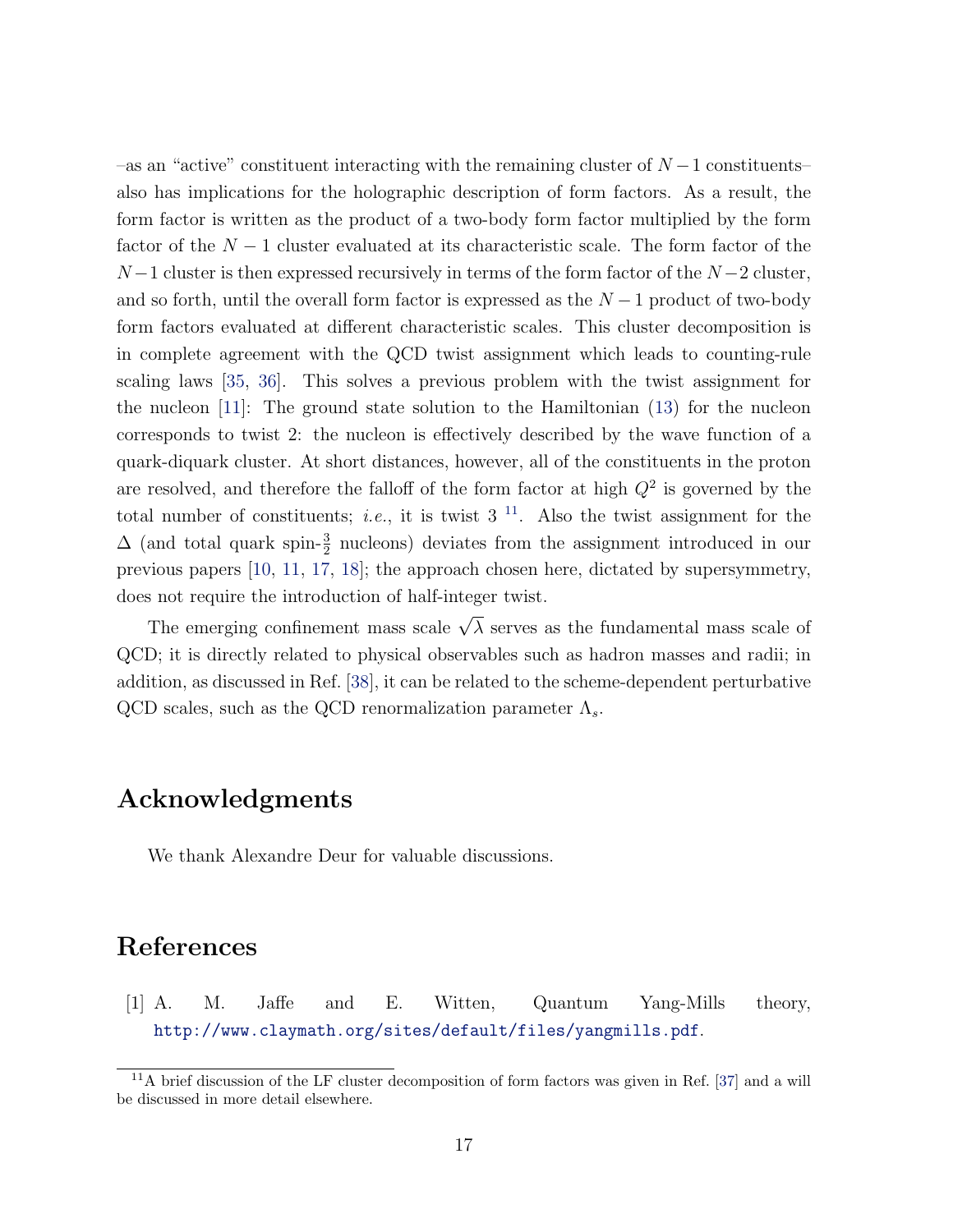–as an "active" constituent interacting with the remaining cluster of $N-1$ constituents– also has implications for the holographic description of form factors. As a result, the form factor is written as the product of a two-body form factor multiplied by the form factor of the $N-1$ cluster evaluated at its characteristic scale. The form factor of the $N-1$ cluster is then expressed recursively in terms of the form factor of the $N-2$ cluster, and so forth, until the overall form factor is expressed as the $N-1$ product of two-body form factors evaluated at different characteristic scales. This cluster decomposition is in complete agreement with the QCD twist assignment which leads to counting-rule scaling laws [35, 36]. This solves a previous problem with the twist assignment for the nucleon [11]: The ground state solution to the Hamiltonian (13) for the nucleon corresponds to twist 2: the nucleon is effectively described by the wave function of a quark-diquark cluster. At short distances, however, all of the constituents in the proton are resolved, and therefore the falloff of the form factor at high $Q^2$ is governed by the total number of constituents; *i.e.*, it is twist 3 [11]. Also the twist assignment for the $\Delta$ (and total quark spin-$\frac{3}{2}$ nucleons) deviates from the assignment introduced in our previous papers [10, 11, 17, 18]; the approach chosen here, dictated by supersymmetry, does not require the introduction of half-integer twist.

The emerging confinement mass scale $\sqrt{\lambda}$ serves as the fundamental mass scale of QCD; it is directly related to physical observables such as hadron masses and radii; in addition, as discussed in Ref. [38], it can be related to the scheme-dependent perturbative QCD scales, such as the QCD renormalization parameter $\Lambda_s$.

## Acknowledgments

We thank Alexandre Deur for valuable discussions.

## References

[1] A. M. Jaffe and E. Witten, Quantum Yang-Mills theory, http://www.claymath.org/sites/default/files/yangmills.pdf.

[11] A brief discussion of the LF cluster decomposition of form factors was given in Ref. [37] and a will be discussed in more detail elsewhere.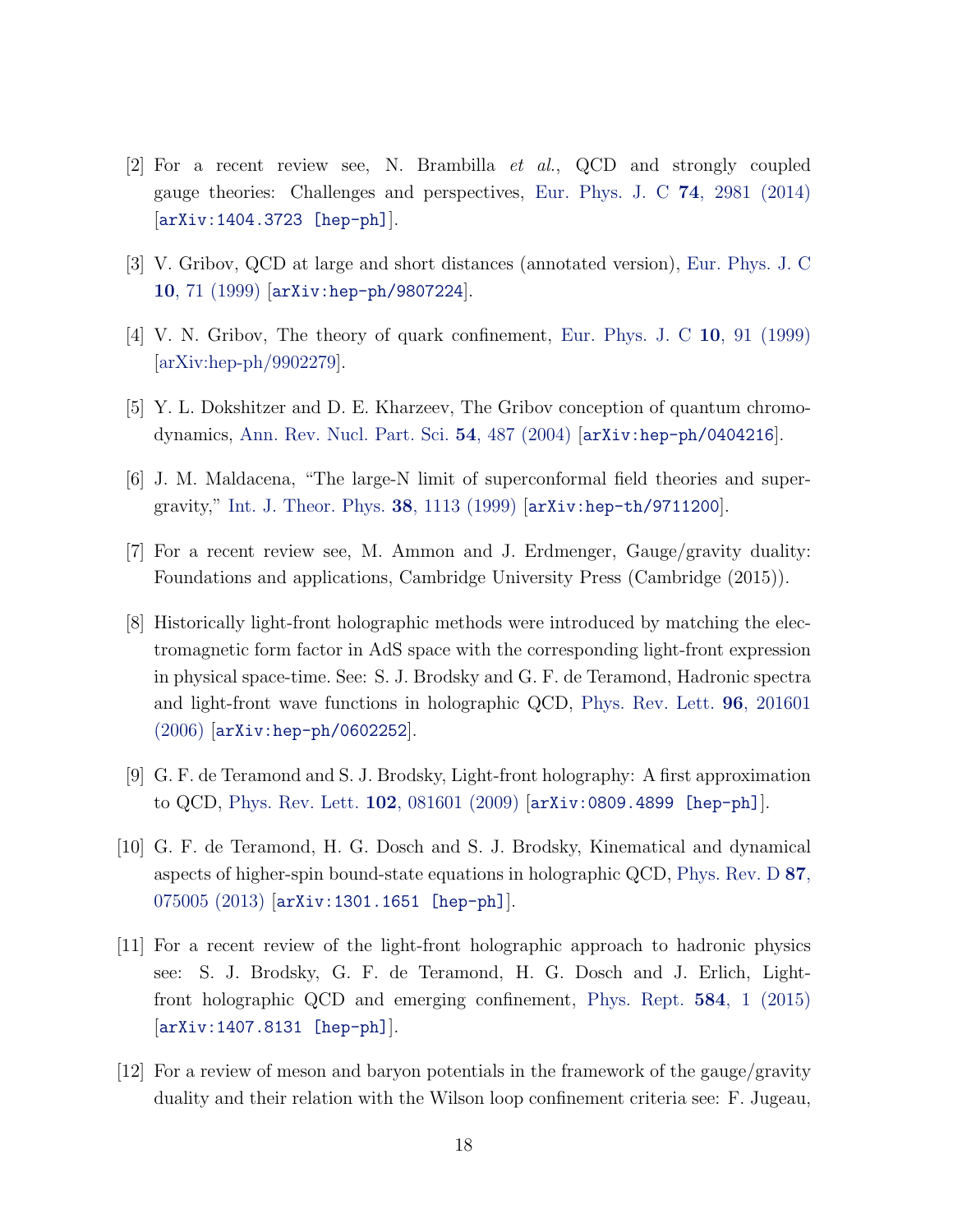[2] For a recent review see, N. Brambilla *et al.*, QCD and strongly coupled gauge theories: Challenges and perspectives, Eur. Phys. J. C **74**, 2981 (2014) [arXiv:1404.3723 [hep-ph]].

[3] V. Gribov, QCD at large and short distances (annotated version), Eur. Phys. J. C **10**, 71 (1999) [arXiv:hep-ph/9807224].

[4] V. N. Gribov, The theory of quark confinement, Eur. Phys. J. C **10**, 91 (1999) [arXiv:hep-ph/9902279].

[5] Y. L. Dokshitzer and D. E. Kharzeev, The Gribov conception of quantum chromodynamics, Ann. Rev. Nucl. Part. Sci. **54**, 487 (2004) [arXiv:hep-ph/0404216].

[6] J. M. Maldacena, "The large-N limit of superconformal field theories and supergravity," Int. J. Theor. Phys. **38**, 1113 (1999) [arXiv:hep-th/9711200].

[7] For a recent review see, M. Ammon and J. Erdmenger, Gauge/gravity duality: Foundations and applications, Cambridge University Press (Cambridge (2015)).

[8] Historically light-front holographic methods were introduced by matching the electromagnetic form factor in AdS space with the corresponding light-front expression in physical space-time. See: S. J. Brodsky and G. F. de Teramond, Hadronic spectra and light-front wave functions in holographic QCD, Phys. Rev. Lett. **96**, 201601 (2006) [arXiv:hep-ph/0602252].

[9] G. F. de Teramond and S. J. Brodsky, Light-front holography: A first approximation to QCD, Phys. Rev. Lett. **102**, 081601 (2009) [arXiv:0809.4899 [hep-ph]].

[10] G. F. de Teramond, H. G. Dosch and S. J. Brodsky, Kinematical and dynamical aspects of higher-spin bound-state equations in holographic QCD, Phys. Rev. D **87**, 075005 (2013) [arXiv:1301.1651 [hep-ph]].

[11] For a recent review of the light-front holographic approach to hadronic physics see: S. J. Brodsky, G. F. de Teramond, H. G. Dosch and J. Erlich, Light-front holographic QCD and emerging confinement, Phys. Rept. **584**, 1 (2015) [arXiv:1407.8131 [hep-ph]].

[12] For a review of meson and baryon potentials in the framework of the gauge/gravity duality and their relation with the Wilson loop confinement criteria see: F. Jugeau,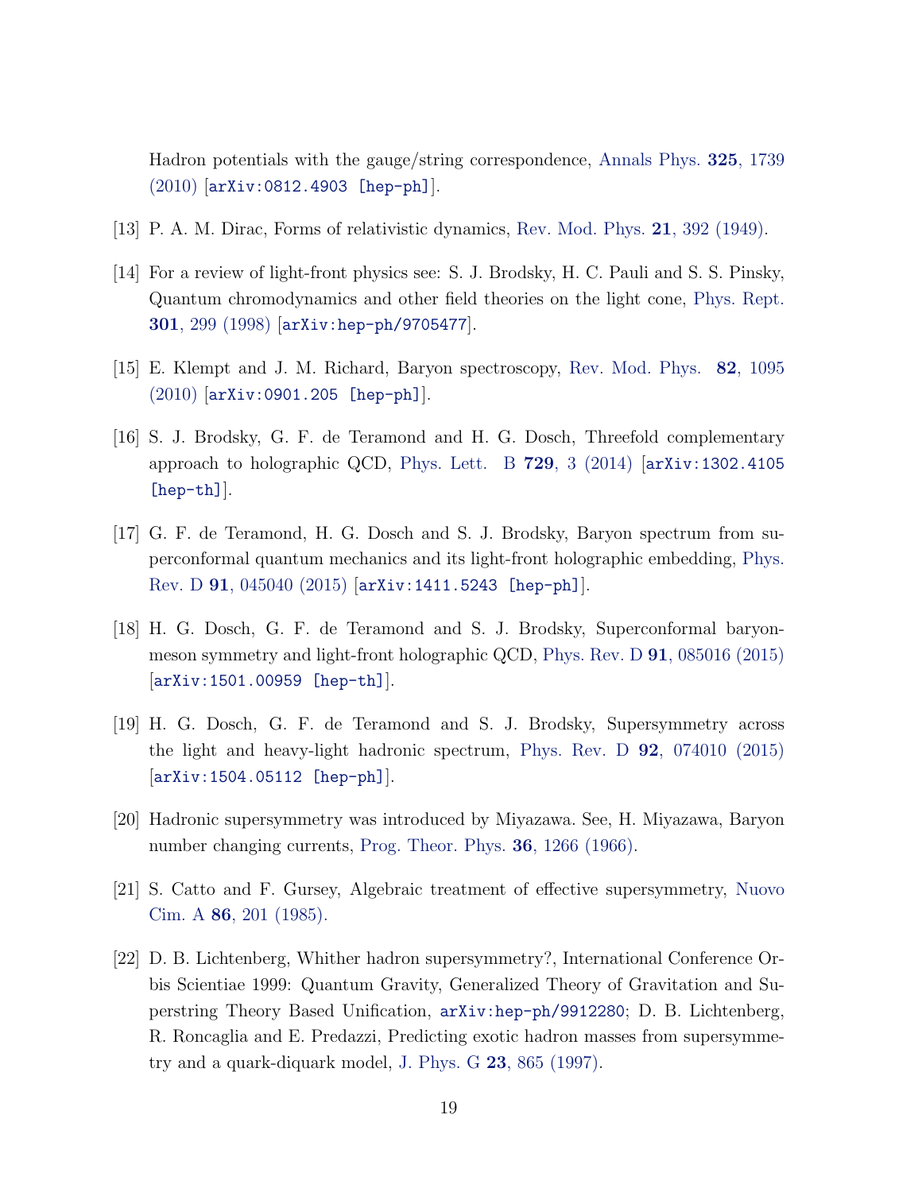Hadron potentials with the gauge/string correspondence, Annals Phys. **325**, 1739 (2010) [arXiv:0812.4903 [hep-ph]].

[13] P. A. M. Dirac, Forms of relativistic dynamics, Rev. Mod. Phys. **21**, 392 (1949).

[14] For a review of light-front physics see: S. J. Brodsky, H. C. Pauli and S. S. Pinsky, Quantum chromodynamics and other field theories on the light cone, Phys. Rept. **301**, 299 (1998) [arXiv:hep-ph/9705477].

[15] E. Klempt and J. M. Richard, Baryon spectroscopy, Rev. Mod. Phys. **82**, 1095 (2010) [arXiv:0901.205 [hep-ph]].

[16] S. J. Brodsky, G. F. de Teramond and H. G. Dosch, Threefold complementary approach to holographic QCD, Phys. Lett. B **729**, 3 (2014) [arXiv:1302.4105 [hep-th]].

[17] G. F. de Teramond, H. G. Dosch and S. J. Brodsky, Baryon spectrum from superconformal quantum mechanics and its light-front holographic embedding, Phys. Rev. D **91**, 045040 (2015) [arXiv:1411.5243 [hep-ph]].

[18] H. G. Dosch, G. F. de Teramond and S. J. Brodsky, Superconformal baryon-meson symmetry and light-front holographic QCD, Phys. Rev. D **91**, 085016 (2015) [arXiv:1501.00959 [hep-th]].

[19] H. G. Dosch, G. F. de Teramond and S. J. Brodsky, Supersymmetry across the light and heavy-light hadronic spectrum, Phys. Rev. D **92**, 074010 (2015) [arXiv:1504.05112 [hep-ph]].

[20] Hadronic supersymmetry was introduced by Miyazawa. See, H. Miyazawa, Baryon number changing currents, Prog. Theor. Phys. **36**, 1266 (1966).

[21] S. Catto and F. Gursey, Algebraic treatment of effective supersymmetry, Nuovo Cim. A **86**, 201 (1985).

[22] D. B. Lichtenberg, Whither hadron supersymmetry?, International Conference Orbis Scientiae 1999: Quantum Gravity, Generalized Theory of Gravitation and Superstring Theory Based Unification, arXiv:hep-ph/9912280; D. B. Lichtenberg, R. Roncaglia and E. Predazzi, Predicting exotic hadron masses from supersymmetry and a quark-diquark model, J. Phys. G **23**, 865 (1997).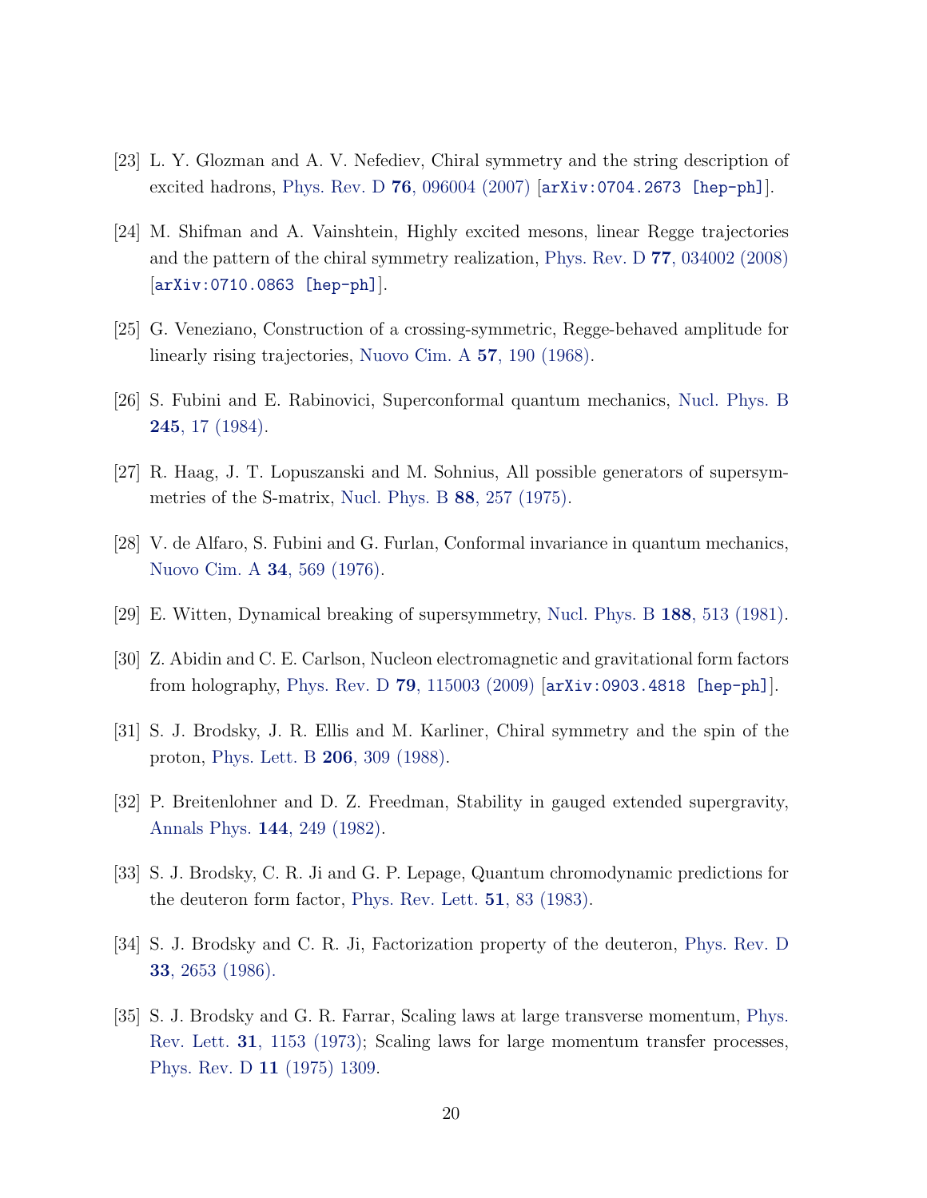[23] L. Y. Glozman and A. V. Nefediev, Chiral symmetry and the string description of excited hadrons, Phys. Rev. D **76**, 096004 (2007) [arXiv:0704.2673 [hep-ph]].

[24] M. Shifman and A. Vainshtein, Highly excited mesons, linear Regge trajectories and the pattern of the chiral symmetry realization, Phys. Rev. D **77**, 034002 (2008) [arXiv:0710.0863 [hep-ph]].

[25] G. Veneziano, Construction of a crossing-symmetric, Regge-behaved amplitude for linearly rising trajectories, Nuovo Cim. A **57**, 190 (1968).

[26] S. Fubini and E. Rabinovici, Superconformal quantum mechanics, Nucl. Phys. B **245**, 17 (1984).

[27] R. Haag, J. T. Lopuszanski and M. Sohnius, All possible generators of supersymmetries of the S-matrix, Nucl. Phys. B **88**, 257 (1975).

[28] V. de Alfaro, S. Fubini and G. Furlan, Conformal invariance in quantum mechanics, Nuovo Cim. A **34**, 569 (1976).

[29] E. Witten, Dynamical breaking of supersymmetry, Nucl. Phys. B **188**, 513 (1981).

[30] Z. Abidin and C. E. Carlson, Nucleon electromagnetic and gravitational form factors from holography, Phys. Rev. D **79**, 115003 (2009) [arXiv:0903.4818 [hep-ph]].

[31] S. J. Brodsky, J. R. Ellis and M. Karliner, Chiral symmetry and the spin of the proton, Phys. Lett. B **206**, 309 (1988).

[32] P. Breitenlohner and D. Z. Freedman, Stability in gauged extended supergravity, Annals Phys. **144**, 249 (1982).

[33] S. J. Brodsky, C. R. Ji and G. P. Lepage, Quantum chromodynamic predictions for the deuteron form factor, Phys. Rev. Lett. **51**, 83 (1983).

[34] S. J. Brodsky and C. R. Ji, Factorization property of the deuteron, Phys. Rev. D **33**, 2653 (1986).

[35] S. J. Brodsky and G. R. Farrar, Scaling laws at large transverse momentum, Phys. Rev. Lett. **31**, 1153 (1973); Scaling laws for large momentum transfer processes, Phys. Rev. D **11** (1975) 1309.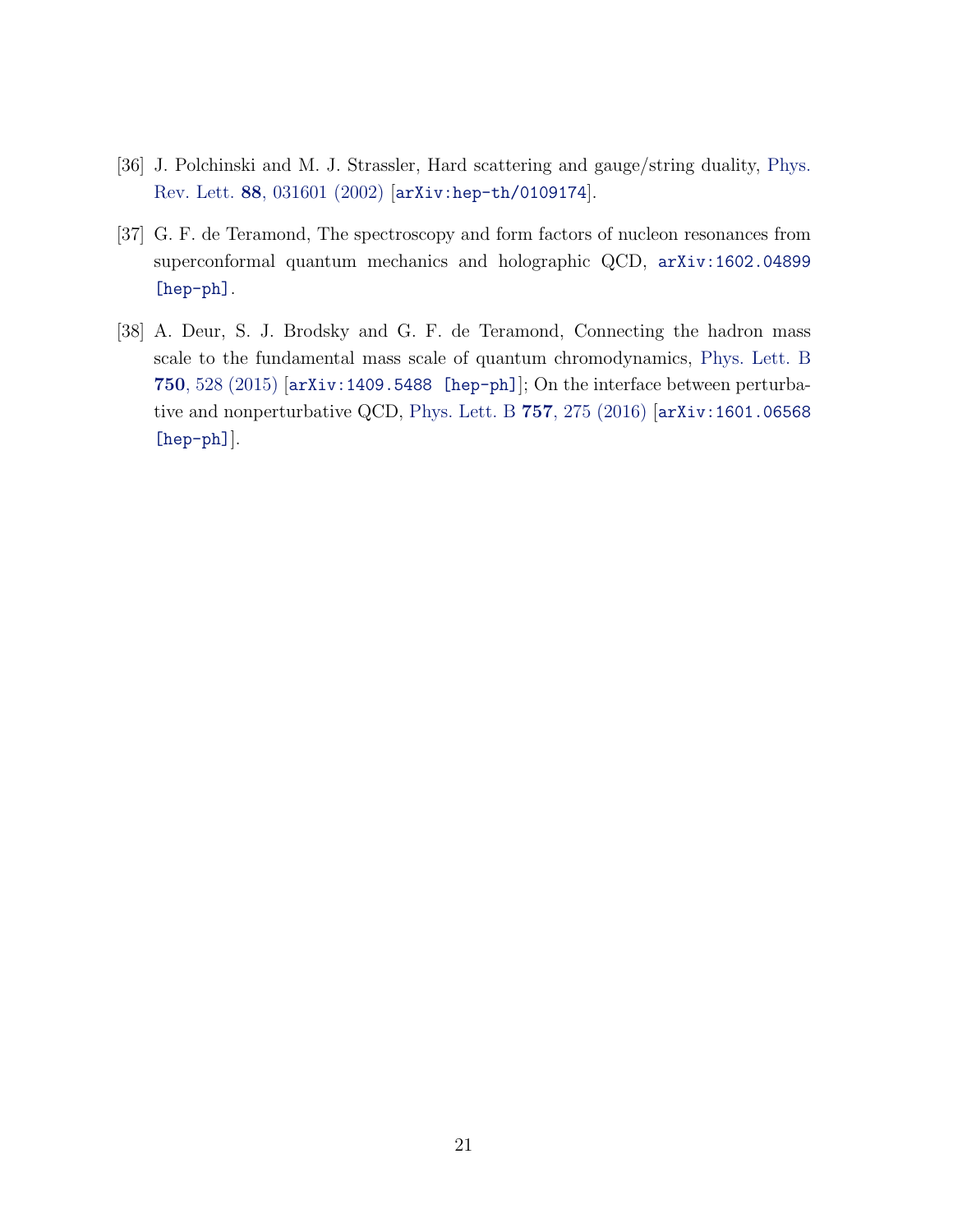[36] J. Polchinski and M. J. Strassler, Hard scattering and gauge/string duality, Phys. Rev. Lett. **88**, 031601 (2002) [arXiv:hep-th/0109174].

[37] G. F. de Teramond, The spectroscopy and form factors of nucleon resonances from superconformal quantum mechanics and holographic QCD, arXiv:1602.04899 [hep-ph].

[38] A. Deur, S. J. Brodsky and G. F. de Teramond, Connecting the hadron mass scale to the fundamental mass scale of quantum chromodynamics, Phys. Lett. B **750**, 528 (2015) [arXiv:1409.5488 [hep-ph]]; On the interface between perturbative and nonperturbative QCD, Phys. Lett. B **757**, 275 (2016) [arXiv:1601.06568 [hep-ph]].